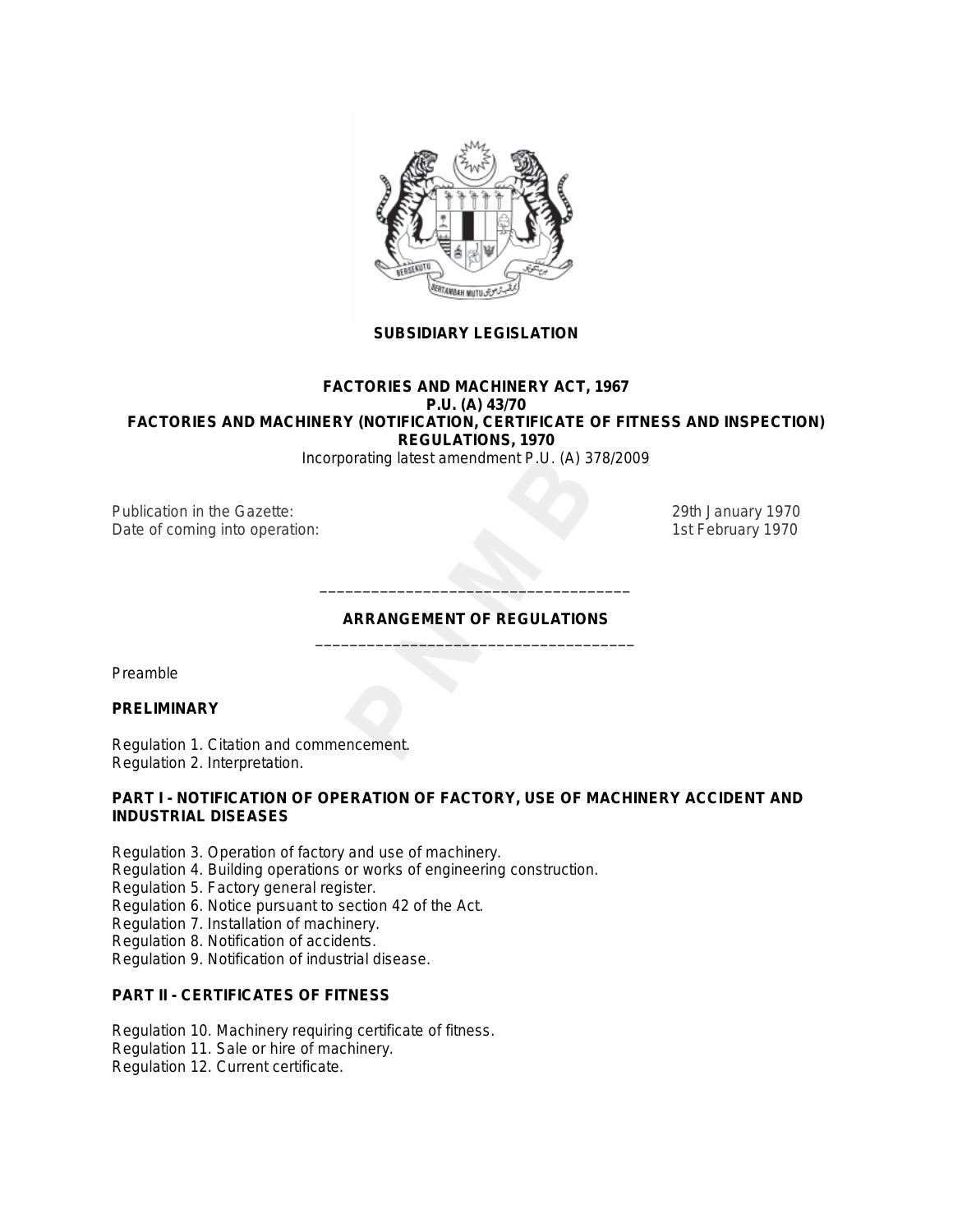**SUBSIDIARY LEGISLATION**

**FACTORIES AND MACHINERY ACT, 1967**
**P.U. (A) 43/70**
**FACTORIES AND MACHINERY (NOTIFICATION, CERTIFICATE OF FITNESS AND INSPECTION) REGULATIONS, 1970**

Incorporating latest amendment P.U. (A) 378/2009

Publication in the Gazette: 29th January 1970
Date of coming into operation: 1st February 1970

---

## ARRANGEMENT OF REGULATIONS

---

Preamble

**PRELIMINARY**

Regulation 1. Citation and commencement.
Regulation 2. Interpretation.

**PART I - NOTIFICATION OF OPERATION OF FACTORY, USE OF MACHINERY ACCIDENT AND INDUSTRIAL DISEASES**

Regulation 3. Operation of factory and use of machinery.
Regulation 4. Building operations or works of engineering construction.
Regulation 5. Factory general register.
Regulation 6. Notice pursuant to section 42 of the Act.
Regulation 7. Installation of machinery.
Regulation 8. Notification of accidents.
Regulation 9. Notification of industrial disease.

**PART II - CERTIFICATES OF FITNESS**

Regulation 10. Machinery requiring certificate of fitness.
Regulation 11. Sale or hire of machinery.
Regulation 12. Current certificate.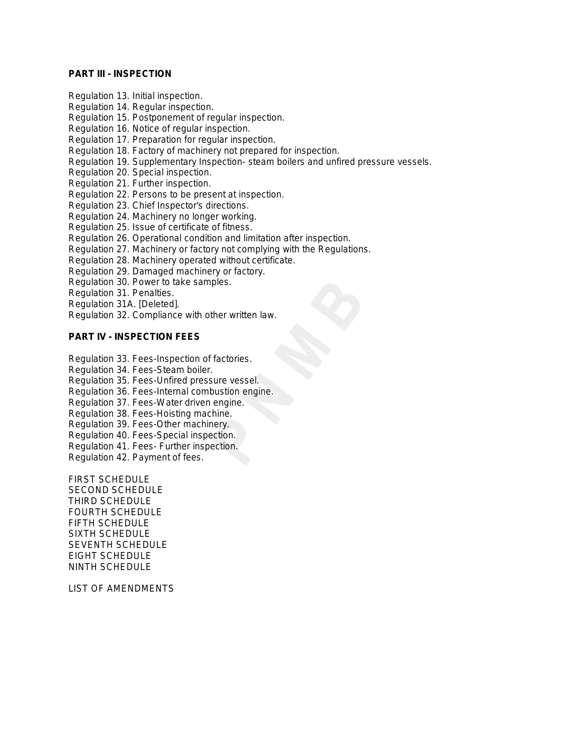**PART III - INSPECTION**

Regulation 13. Initial inspection.
Regulation 14. Regular inspection.
Regulation 15. Postponement of regular inspection.
Regulation 16. Notice of regular inspection.
Regulation 17. Preparation for regular inspection.
Regulation 18. Factory of machinery not prepared for inspection.
Regulation 19. Supplementary Inspection- steam boilers and unfired pressure vessels.
Regulation 20. Special inspection.
Regulation 21. Further inspection.
Regulation 22. Persons to be present at inspection.
Regulation 23. Chief Inspector's directions.
Regulation 24. Machinery no longer working.
Regulation 25. Issue of certificate of fitness.
Regulation 26. Operational condition and limitation after inspection.
Regulation 27. Machinery or factory not complying with the Regulations.
Regulation 28. Machinery operated without certificate.
Regulation 29. Damaged machinery or factory.
Regulation 30. Power to take samples.
Regulation 31. Penalties.
Regulation 31A. [Deleted].
Regulation 32. Compliance with other written law.

**PART IV - INSPECTION FEES**

Regulation 33. Fees-Inspection of factories.
Regulation 34. Fees-Steam boiler.
Regulation 35. Fees-Unfired pressure vessel.
Regulation 36. Fees-Internal combustion engine.
Regulation 37. Fees-Water driven engine.
Regulation 38. Fees-Hoisting machine.
Regulation 39. Fees-Other machinery.
Regulation 40. Fees-Special inspection.
Regulation 41. Fees- Further inspection.
Regulation 42. Payment of fees.

FIRST SCHEDULE
SECOND SCHEDULE
THIRD SCHEDULE
FOURTH SCHEDULE
FIFTH SCHEDULE
SIXTH SCHEDULE
SEVENTH SCHEDULE
EIGHT SCHEDULE
NINTH SCHEDULE

LIST OF AMENDMENTS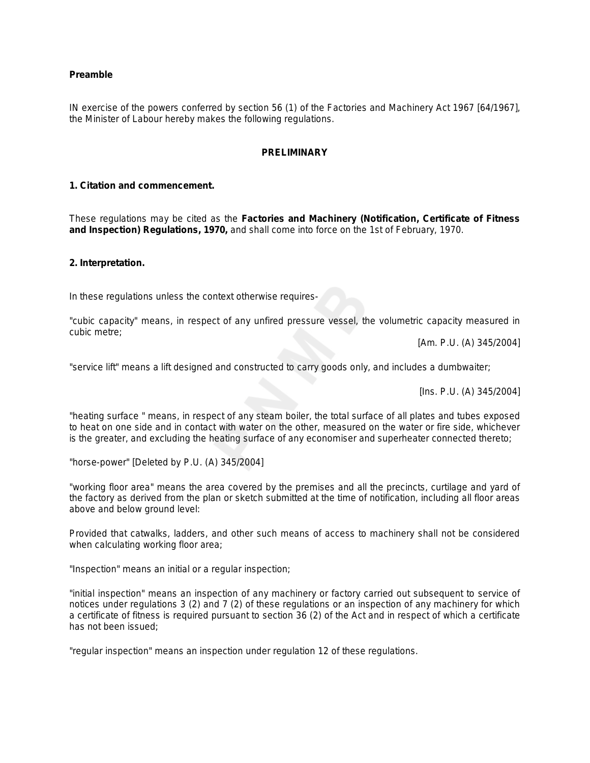**Preamble**

IN exercise of the powers conferred by section 56 (1) of the Factories and Machinery Act 1967 [64/1967], the Minister of Labour hereby makes the following regulations.

## PRELIMINARY

### 1. Citation and commencement.

These regulations may be cited as the **Factories and Machinery (Notification, Certificate of Fitness and Inspection) Regulations, 1970,** and shall come into force on the 1st of February, 1970.

### 2. Interpretation.

In these regulations unless the context otherwise requires-

"cubic capacity" means, in respect of any unfired pressure vessel, the volumetric capacity measured in cubic metre;

[Am. P.U. (A) 345/2004]

"service lift" means a lift designed and constructed to carry goods only, and includes a dumbwaiter;

[Ins. P.U. (A) 345/2004]

"heating surface " means, in respect of any steam boiler, the total surface of all plates and tubes exposed to heat on one side and in contact with water on the other, measured on the water or fire side, whichever is the greater, and excluding the heating surface of any economiser and superheater connected thereto;

"horse-power" [Deleted by P.U. (A) 345/2004]

"working floor area" means the area covered by the premises and all the precincts, curtilage and yard of the factory as derived from the plan or sketch submitted at the time of notification, including all floor areas above and below ground level:

Provided that catwalks, ladders, and other such means of access to machinery shall not be considered when calculating working floor area;

"Inspection" means an initial or a regular inspection;

"initial inspection" means an inspection of any machinery or factory carried out subsequent to service of notices under regulations 3 (2) and 7 (2) of these regulations or an inspection of any machinery for which a certificate of fitness is required pursuant to section 36 (2) of the Act and in respect of which a certificate has not been issued;

"regular inspection" means an inspection under regulation 12 of these regulations.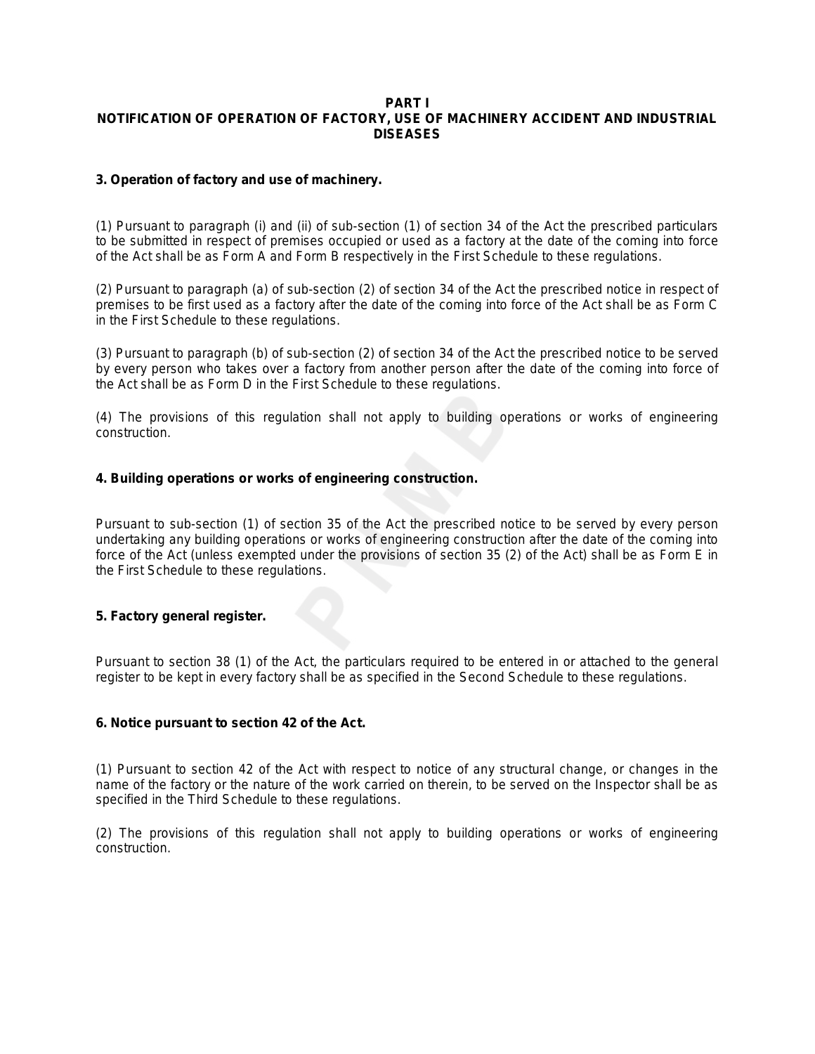## PART I
## NOTIFICATION OF OPERATION OF FACTORY, USE OF MACHINERY ACCIDENT AND INDUSTRIAL DISEASES

### 3. Operation of factory and use of machinery.

(1) Pursuant to paragraph (i) and (ii) of sub-section (1) of section 34 of the Act the prescribed particulars to be submitted in respect of premises occupied or used as a factory at the date of the coming into force of the Act shall be as Form A and Form B respectively in the First Schedule to these regulations.

(2) Pursuant to paragraph (a) of sub-section (2) of section 34 of the Act the prescribed notice in respect of premises to be first used as a factory after the date of the coming into force of the Act shall be as Form C in the First Schedule to these regulations.

(3) Pursuant to paragraph (b) of sub-section (2) of section 34 of the Act the prescribed notice to be served by every person who takes over a factory from another person after the date of the coming into force of the Act shall be as Form D in the First Schedule to these regulations.

(4) The provisions of this regulation shall not apply to building operations or works of engineering construction.

### 4. Building operations or works of engineering construction.

Pursuant to sub-section (1) of section 35 of the Act the prescribed notice to be served by every person undertaking any building operations or works of engineering construction after the date of the coming into force of the Act (unless exempted under the provisions of section 35 (2) of the Act) shall be as Form E in the First Schedule to these regulations.

### 5. Factory general register.

Pursuant to section 38 (1) of the Act, the particulars required to be entered in or attached to the general register to be kept in every factory shall be as specified in the Second Schedule to these regulations.

### 6. Notice pursuant to section 42 of the Act.

(1) Pursuant to section 42 of the Act with respect to notice of any structural change, or changes in the name of the factory or the nature of the work carried on therein, to be served on the Inspector shall be as specified in the Third Schedule to these regulations.

(2) The provisions of this regulation shall not apply to building operations or works of engineering construction.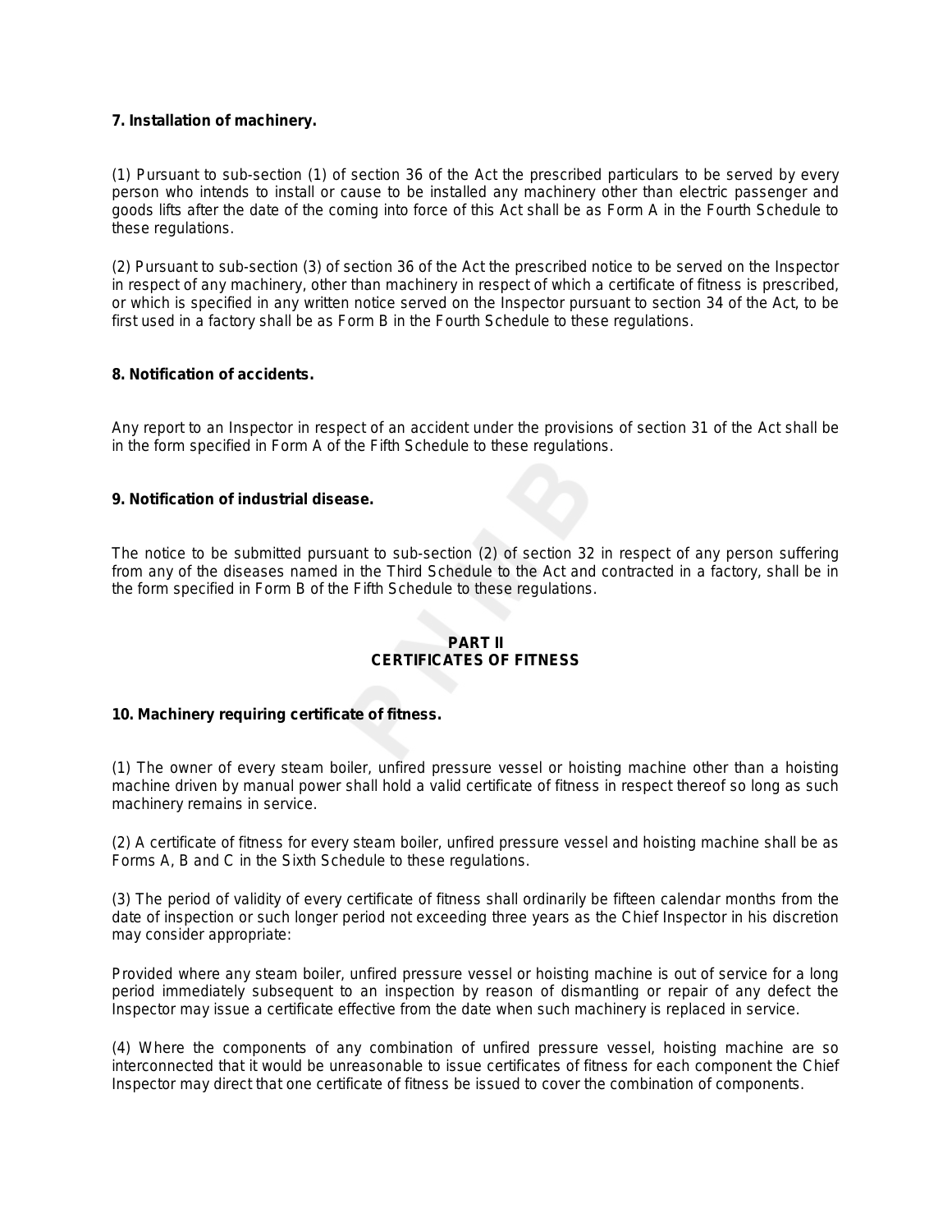**7. Installation of machinery.**

(1) Pursuant to sub-section (1) of section 36 of the Act the prescribed particulars to be served by every person who intends to install or cause to be installed any machinery other than electric passenger and goods lifts after the date of the coming into force of this Act shall be as Form A in the Fourth Schedule to these regulations.

(2) Pursuant to sub-section (3) of section 36 of the Act the prescribed notice to be served on the Inspector in respect of any machinery, other than machinery in respect of which a certificate of fitness is prescribed, or which is specified in any written notice served on the Inspector pursuant to section 34 of the Act, to be first used in a factory shall be as Form B in the Fourth Schedule to these regulations.

**8. Notification of accidents.**

Any report to an Inspector in respect of an accident under the provisions of section 31 of the Act shall be in the form specified in Form A of the Fifth Schedule to these regulations.

**9. Notification of industrial disease.**

The notice to be submitted pursuant to sub-section (2) of section 32 in respect of any person suffering from any of the diseases named in the Third Schedule to the Act and contracted in a factory, shall be in the form specified in Form B of the Fifth Schedule to these regulations.

## PART II
## CERTIFICATES OF FITNESS

**10. Machinery requiring certificate of fitness.**

(1) The owner of every steam boiler, unfired pressure vessel or hoisting machine other than a hoisting machine driven by manual power shall hold a valid certificate of fitness in respect thereof so long as such machinery remains in service.

(2) A certificate of fitness for every steam boiler, unfired pressure vessel and hoisting machine shall be as Forms A, B and C in the Sixth Schedule to these regulations.

(3) The period of validity of every certificate of fitness shall ordinarily be fifteen calendar months from the date of inspection or such longer period not exceeding three years as the Chief Inspector in his discretion may consider appropriate:

Provided where any steam boiler, unfired pressure vessel or hoisting machine is out of service for a long period immediately subsequent to an inspection by reason of dismantling or repair of any defect the Inspector may issue a certificate effective from the date when such machinery is replaced in service.

(4) Where the components of any combination of unfired pressure vessel, hoisting machine are so interconnected that it would be unreasonable to issue certificates of fitness for each component the Chief Inspector may direct that one certificate of fitness be issued to cover the combination of components.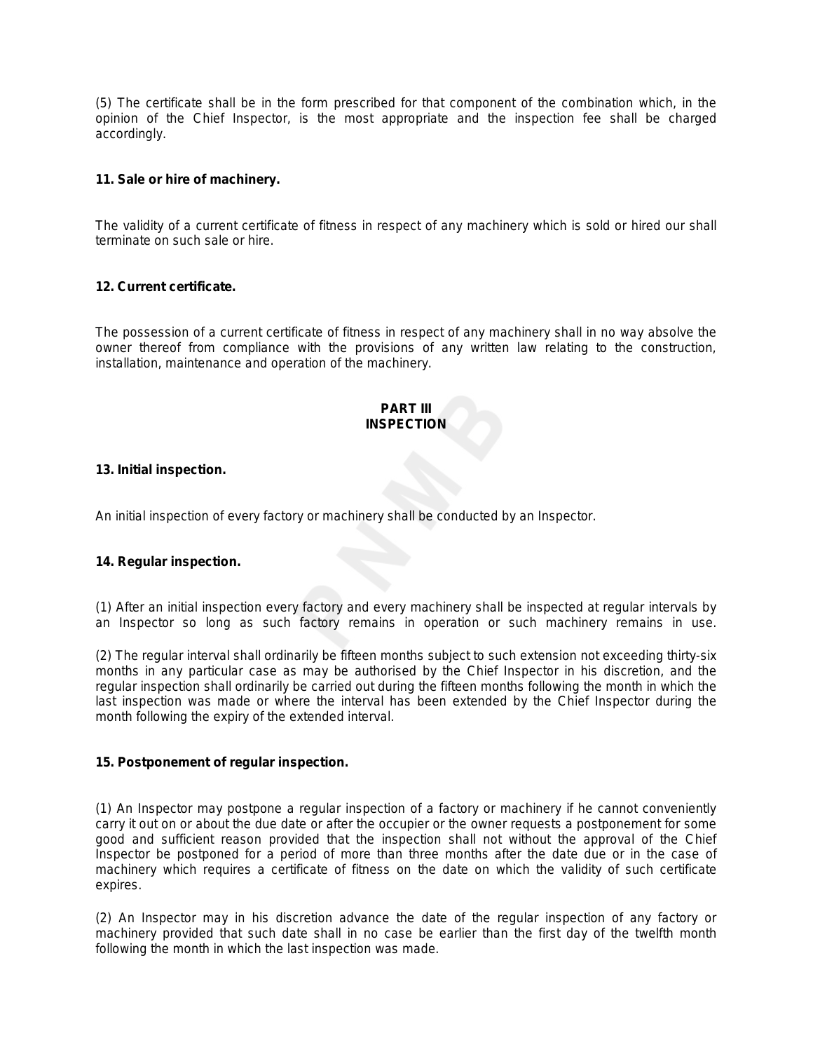(5) The certificate shall be in the form prescribed for that component of the combination which, in the opinion of the Chief Inspector, is the most appropriate and the inspection fee shall be charged accordingly.

**11. Sale or hire of machinery.**

The validity of a current certificate of fitness in respect of any machinery which is sold or hired our shall terminate on such sale or hire.

**12. Current certificate.**

The possession of a current certificate of fitness in respect of any machinery shall in no way absolve the owner thereof from compliance with the provisions of any written law relating to the construction, installation, maintenance and operation of the machinery.

## PART III
## INSPECTION

**13. Initial inspection.**

An initial inspection of every factory or machinery shall be conducted by an Inspector.

**14. Regular inspection.**

(1) After an initial inspection every factory and every machinery shall be inspected at regular intervals by an Inspector so long as such factory remains in operation or such machinery remains in use.

(2) The regular interval shall ordinarily be fifteen months subject to such extension not exceeding thirty-six months in any particular case as may be authorised by the Chief Inspector in his discretion, and the regular inspection shall ordinarily be carried out during the fifteen months following the month in which the last inspection was made or where the interval has been extended by the Chief Inspector during the month following the expiry of the extended interval.

**15. Postponement of regular inspection.**

(1) An Inspector may postpone a regular inspection of a factory or machinery if he cannot conveniently carry it out on or about the due date or after the occupier or the owner requests a postponement for some good and sufficient reason provided that the inspection shall not without the approval of the Chief Inspector be postponed for a period of more than three months after the date due or in the case of machinery which requires a certificate of fitness on the date on which the validity of such certificate expires.

(2) An Inspector may in his discretion advance the date of the regular inspection of any factory or machinery provided that such date shall in no case be earlier than the first day of the twelfth month following the month in which the last inspection was made.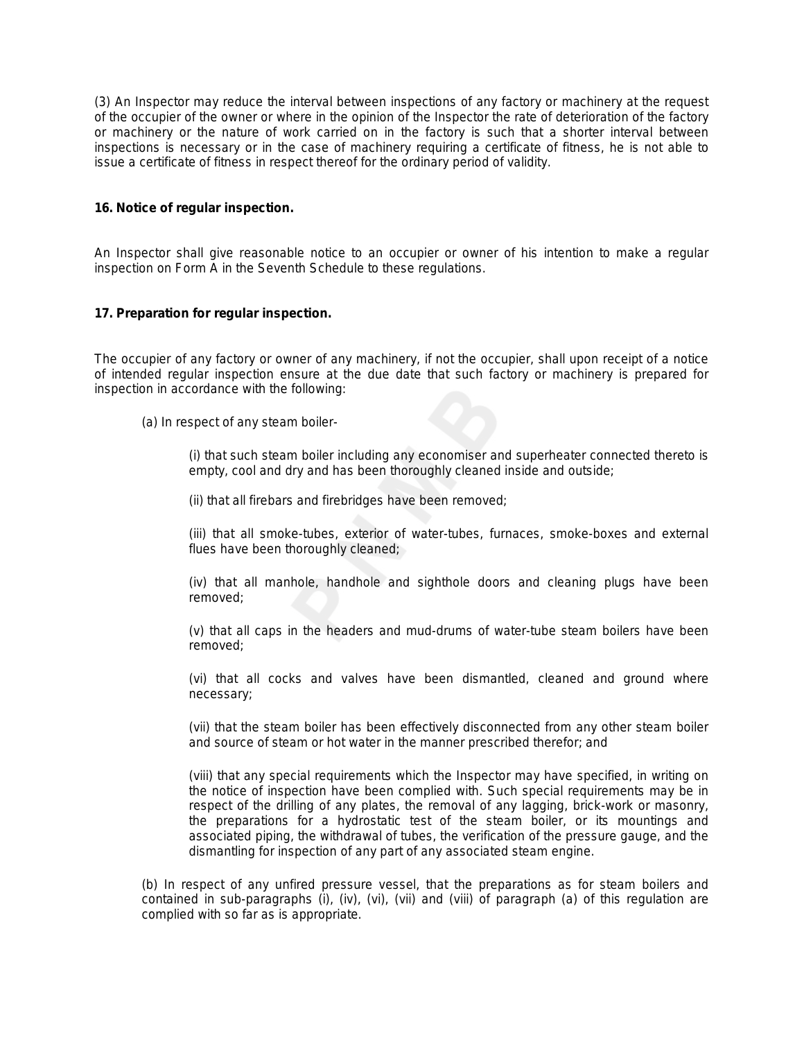(3) An Inspector may reduce the interval between inspections of any factory or machinery at the request of the occupier of the owner or where in the opinion of the Inspector the rate of deterioration of the factory or machinery or the nature of work carried on in the factory is such that a shorter interval between inspections is necessary or in the case of machinery requiring a certificate of fitness, he is not able to issue a certificate of fitness in respect thereof for the ordinary period of validity.

**16. Notice of regular inspection.**

An Inspector shall give reasonable notice to an occupier or owner of his intention to make a regular inspection on Form A in the Seventh Schedule to these regulations.

**17. Preparation for regular inspection.**

The occupier of any factory or owner of any machinery, if not the occupier, shall upon receipt of a notice of intended regular inspection ensure at the due date that such factory or machinery is prepared for inspection in accordance with the following:

(a) In respect of any steam boiler-

(i) that such steam boiler including any economiser and superheater connected thereto is empty, cool and dry and has been thoroughly cleaned inside and outside;

(ii) that all firebars and firebridges have been removed;

(iii) that all smoke-tubes, exterior of water-tubes, furnaces, smoke-boxes and external flues have been thoroughly cleaned;

(iv) that all manhole, handhole and sighthole doors and cleaning plugs have been removed;

(v) that all caps in the headers and mud-drums of water-tube steam boilers have been removed;

(vi) that all cocks and valves have been dismantled, cleaned and ground where necessary;

(vii) that the steam boiler has been effectively disconnected from any other steam boiler and source of steam or hot water in the manner prescribed therefor; and

(viii) that any special requirements which the Inspector may have specified, in writing on the notice of inspection have been complied with. Such special requirements may be in respect of the drilling of any plates, the removal of any lagging, brick-work or masonry, the preparations for a hydrostatic test of the steam boiler, or its mountings and associated piping, the withdrawal of tubes, the verification of the pressure gauge, and the dismantling for inspection of any part of any associated steam engine.

(b) In respect of any unfired pressure vessel, that the preparations as for steam boilers and contained in sub-paragraphs (i), (iv), (vi), (vii) and (viii) of paragraph (a) of this regulation are complied with so far as is appropriate.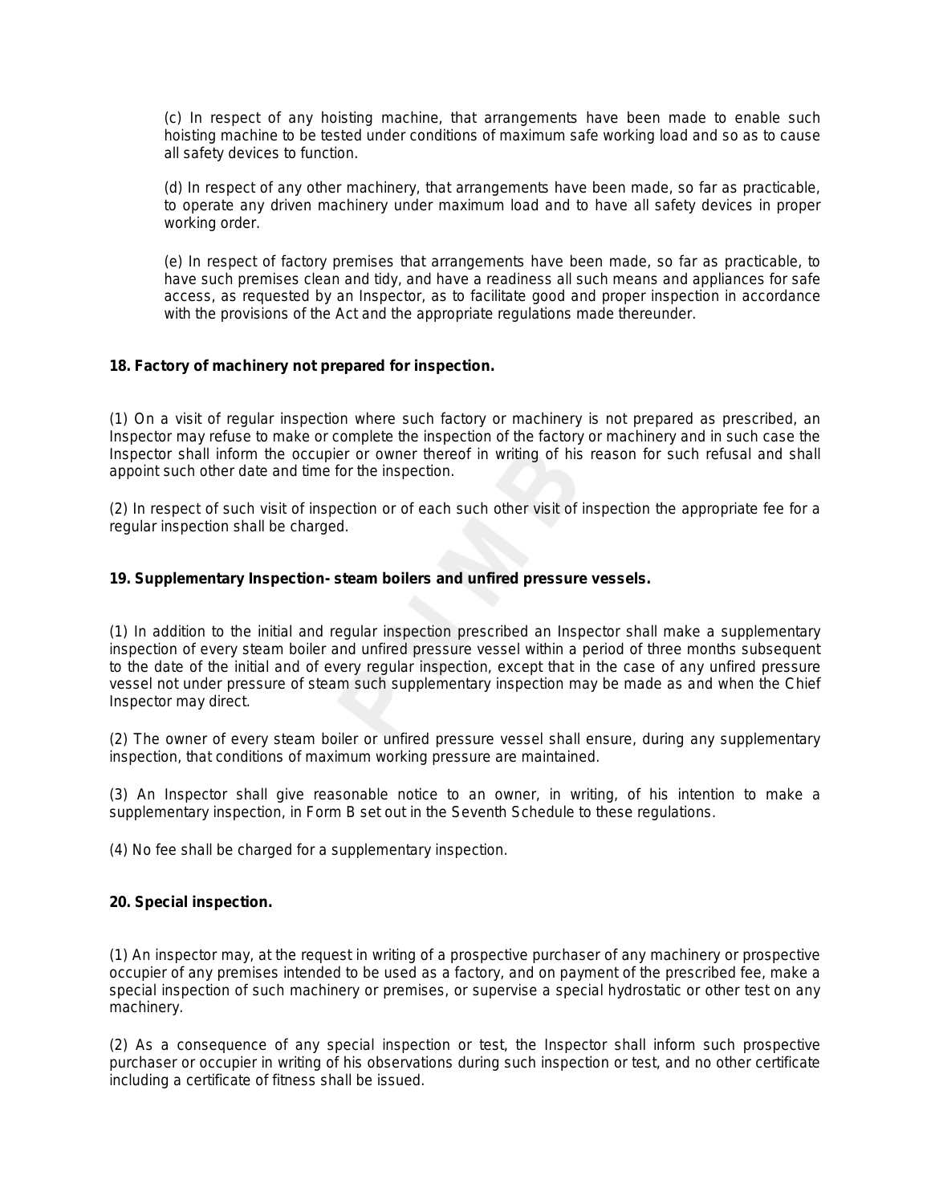(c) In respect of any hoisting machine, that arrangements have been made to enable such hoisting machine to be tested under conditions of maximum safe working load and so as to cause all safety devices to function.

(d) In respect of any other machinery, that arrangements have been made, so far as practicable, to operate any driven machinery under maximum load and to have all safety devices in proper working order.

(e) In respect of factory premises that arrangements have been made, so far as practicable, to have such premises clean and tidy, and have a readiness all such means and appliances for safe access, as requested by an Inspector, as to facilitate good and proper inspection in accordance with the provisions of the Act and the appropriate regulations made thereunder.

**18. Factory of machinery not prepared for inspection.**

(1) On a visit of regular inspection where such factory or machinery is not prepared as prescribed, an Inspector may refuse to make or complete the inspection of the factory or machinery and in such case the Inspector shall inform the occupier or owner thereof in writing of his reason for such refusal and shall appoint such other date and time for the inspection.

(2) In respect of such visit of inspection or of each such other visit of inspection the appropriate fee for a regular inspection shall be charged.

**19. Supplementary Inspection- steam boilers and unfired pressure vessels.**

(1) In addition to the initial and regular inspection prescribed an Inspector shall make a supplementary inspection of every steam boiler and unfired pressure vessel within a period of three months subsequent to the date of the initial and of every regular inspection, except that in the case of any unfired pressure vessel not under pressure of steam such supplementary inspection may be made as and when the Chief Inspector may direct.

(2) The owner of every steam boiler or unfired pressure vessel shall ensure, during any supplementary inspection, that conditions of maximum working pressure are maintained.

(3) An Inspector shall give reasonable notice to an owner, in writing, of his intention to make a supplementary inspection, in Form B set out in the Seventh Schedule to these regulations.

(4) No fee shall be charged for a supplementary inspection.

**20. Special inspection.**

(1) An inspector may, at the request in writing of a prospective purchaser of any machinery or prospective occupier of any premises intended to be used as a factory, and on payment of the prescribed fee, make a special inspection of such machinery or premises, or supervise a special hydrostatic or other test on any machinery.

(2) As a consequence of any special inspection or test, the Inspector shall inform such prospective purchaser or occupier in writing of his observations during such inspection or test, and no other certificate including a certificate of fitness shall be issued.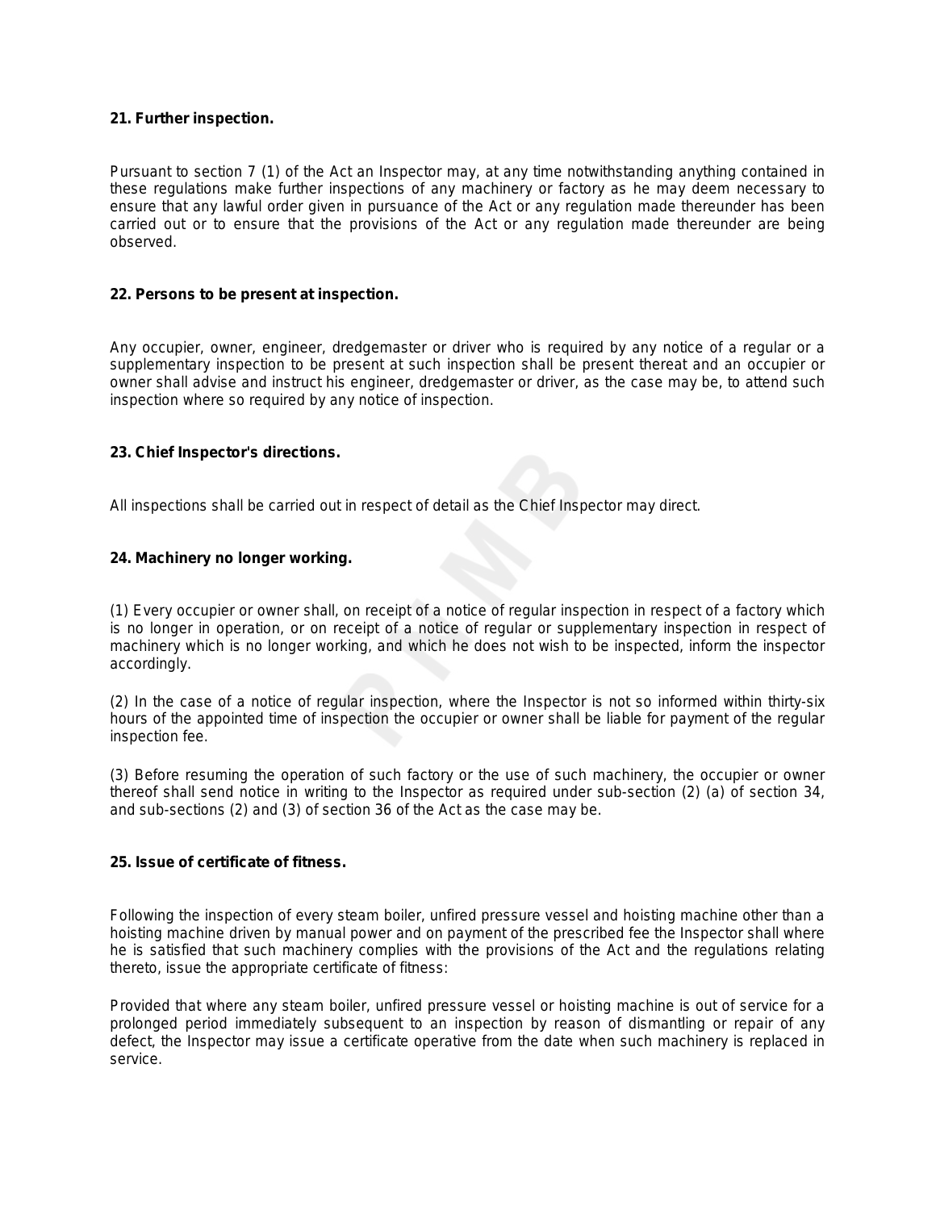#### 21. Further inspection.

Pursuant to section 7 (1) of the Act an Inspector may, at any time notwithstanding anything contained in these regulations make further inspections of any machinery or factory as he may deem necessary to ensure that any lawful order given in pursuance of the Act or any regulation made thereunder has been carried out or to ensure that the provisions of the Act or any regulation made thereunder are being observed.

#### 22. Persons to be present at inspection.

Any occupier, owner, engineer, dredgemaster or driver who is required by any notice of a regular or a supplementary inspection to be present at such inspection shall be present thereat and an occupier or owner shall advise and instruct his engineer, dredgemaster or driver, as the case may be, to attend such inspection where so required by any notice of inspection.

#### 23. Chief Inspector's directions.

All inspections shall be carried out in respect of detail as the Chief Inspector may direct.

#### 24. Machinery no longer working.

(1) Every occupier or owner shall, on receipt of a notice of regular inspection in respect of a factory which is no longer in operation, or on receipt of a notice of regular or supplementary inspection in respect of machinery which is no longer working, and which he does not wish to be inspected, inform the inspector accordingly.

(2) In the case of a notice of regular inspection, where the Inspector is not so informed within thirty-six hours of the appointed time of inspection the occupier or owner shall be liable for payment of the regular inspection fee.

(3) Before resuming the operation of such factory or the use of such machinery, the occupier or owner thereof shall send notice in writing to the Inspector as required under sub-section (2) (a) of section 34, and sub-sections (2) and (3) of section 36 of the Act as the case may be.

#### 25. Issue of certificate of fitness.

Following the inspection of every steam boiler, unfired pressure vessel and hoisting machine other than a hoisting machine driven by manual power and on payment of the prescribed fee the Inspector shall where he is satisfied that such machinery complies with the provisions of the Act and the regulations relating thereto, issue the appropriate certificate of fitness:

Provided that where any steam boiler, unfired pressure vessel or hoisting machine is out of service for a prolonged period immediately subsequent to an inspection by reason of dismantling or repair of any defect, the Inspector may issue a certificate operative from the date when such machinery is replaced in service.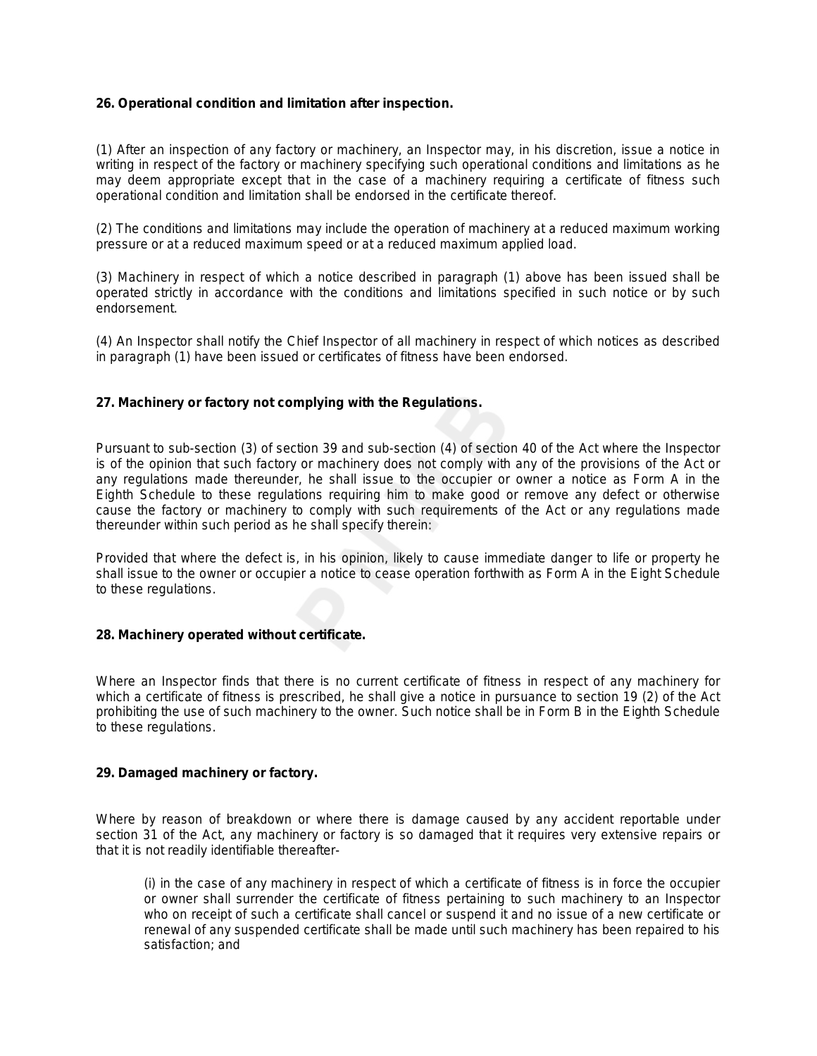**26. Operational condition and limitation after inspection.**

(1) After an inspection of any factory or machinery, an Inspector may, in his discretion, issue a notice in writing in respect of the factory or machinery specifying such operational conditions and limitations as he may deem appropriate except that in the case of a machinery requiring a certificate of fitness such operational condition and limitation shall be endorsed in the certificate thereof.

(2) The conditions and limitations may include the operation of machinery at a reduced maximum working pressure or at a reduced maximum speed or at a reduced maximum applied load.

(3) Machinery in respect of which a notice described in paragraph (1) above has been issued shall be operated strictly in accordance with the conditions and limitations specified in such notice or by such endorsement.

(4) An Inspector shall notify the Chief Inspector of all machinery in respect of which notices as described in paragraph (1) have been issued or certificates of fitness have been endorsed.

**27. Machinery or factory not complying with the Regulations.**

Pursuant to sub-section (3) of section 39 and sub-section (4) of section 40 of the Act where the Inspector is of the opinion that such factory or machinery does not comply with any of the provisions of the Act or any regulations made thereunder, he shall issue to the occupier or owner a notice as Form A in the Eighth Schedule to these regulations requiring him to make good or remove any defect or otherwise cause the factory or machinery to comply with such requirements of the Act or any regulations made thereunder within such period as he shall specify therein:

Provided that where the defect is, in his opinion, likely to cause immediate danger to life or property he shall issue to the owner or occupier a notice to cease operation forthwith as Form A in the Eight Schedule to these regulations.

**28. Machinery operated without certificate.**

Where an Inspector finds that there is no current certificate of fitness in respect of any machinery for which a certificate of fitness is prescribed, he shall give a notice in pursuance to section 19 (2) of the Act prohibiting the use of such machinery to the owner. Such notice shall be in Form B in the Eighth Schedule to these regulations.

**29. Damaged machinery or factory.**

Where by reason of breakdown or where there is damage caused by any accident reportable under section 31 of the Act, any machinery or factory is so damaged that it requires very extensive repairs or that it is not readily identifiable thereafter-

(i) in the case of any machinery in respect of which a certificate of fitness is in force the occupier or owner shall surrender the certificate of fitness pertaining to such machinery to an Inspector who on receipt of such a certificate shall cancel or suspend it and no issue of a new certificate or renewal of any suspended certificate shall be made until such machinery has been repaired to his satisfaction; and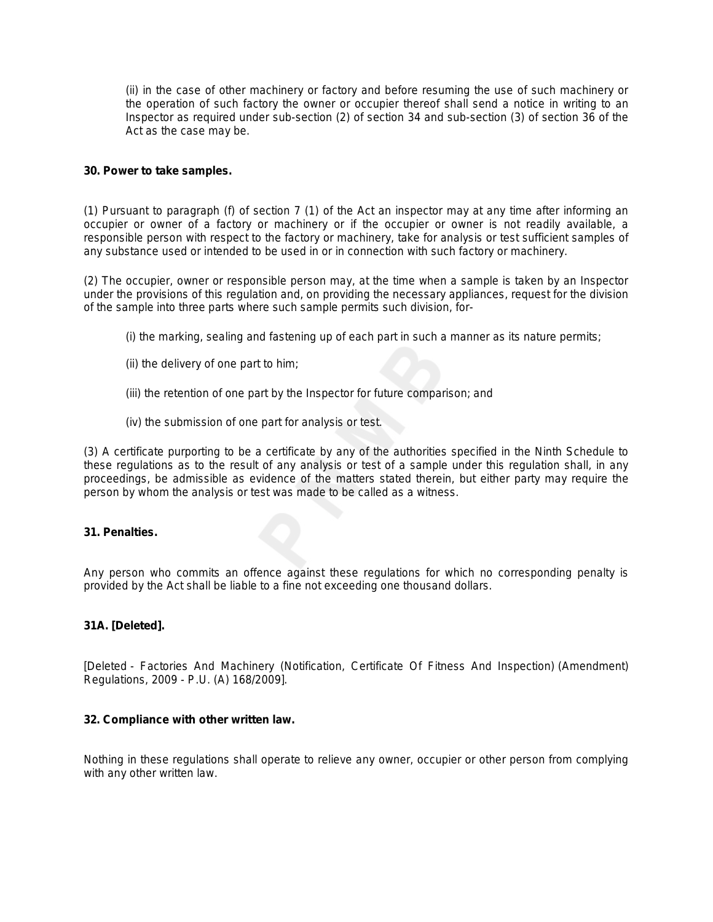(ii) in the case of other machinery or factory and before resuming the use of such machinery or the operation of such factory the owner or occupier thereof shall send a notice in writing to an Inspector as required under sub-section (2) of section 34 and sub-section (3) of section 36 of the Act as the case may be.

**30. Power to take samples.**

(1) Pursuant to paragraph (f) of section 7 (1) of the Act an inspector may at any time after informing an occupier or owner of a factory or machinery or if the occupier or owner is not readily available, a responsible person with respect to the factory or machinery, take for analysis or test sufficient samples of any substance used or intended to be used in or in connection with such factory or machinery.

(2) The occupier, owner or responsible person may, at the time when a sample is taken by an Inspector under the provisions of this regulation and, on providing the necessary appliances, request for the division of the sample into three parts where such sample permits such division, for-

(i) the marking, sealing and fastening up of each part in such a manner as its nature permits;

(ii) the delivery of one part to him;

(iii) the retention of one part by the Inspector for future comparison; and

(iv) the submission of one part for analysis or test.

(3) A certificate purporting to be a certificate by any of the authorities specified in the Ninth Schedule to these regulations as to the result of any analysis or test of a sample under this regulation shall, in any proceedings, be admissible as evidence of the matters stated therein, but either party may require the person by whom the analysis or test was made to be called as a witness.

**31. Penalties.**

Any person who commits an offence against these regulations for which no corresponding penalty is provided by the Act shall be liable to a fine not exceeding one thousand dollars.

**31A. [Deleted].**

[Deleted - Factories And Machinery (Notification, Certificate Of Fitness And Inspection) (Amendment) Regulations, 2009 - P.U. (A) 168/2009].

**32. Compliance with other written law.**

Nothing in these regulations shall operate to relieve any owner, occupier or other person from complying with any other written law.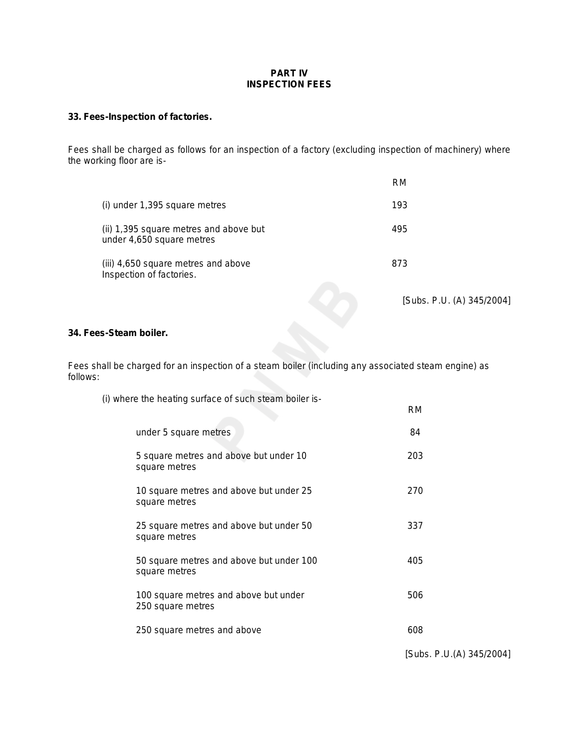## PART IV
## INSPECTION FEES

### 33. Fees-Inspection of factories.

Fees shall be charged as follows for an inspection of a factory (excluding inspection of machinery) where the working floor are is-

| | RM |
|---|---|
| (i) under 1,395 square metres | 193 |
| (ii) 1,395 square metres and above but under 4,650 square metres | 495 |
| (iii) 4,650 square metres and above Inspection of factories. | 873 |

[Subs. P.U. (A) 345/2004]

### 34. Fees-Steam boiler.

Fees shall be charged for an inspection of a steam boiler (including any associated steam engine) as follows:

(i) where the heating surface of such steam boiler is-

| | RM |
|---|---|
| under 5 square metres | 84 |
| 5 square metres and above but under 10 square metres | 203 |
| 10 square metres and above but under 25 square metres | 270 |
| 25 square metres and above but under 50 square metres | 337 |
| 50 square metres and above but under 100 square metres | 405 |
| 100 square metres and above but under 250 square metres | 506 |
| 250 square metres and above | 608 |

[Subs. P.U.(A) 345/2004]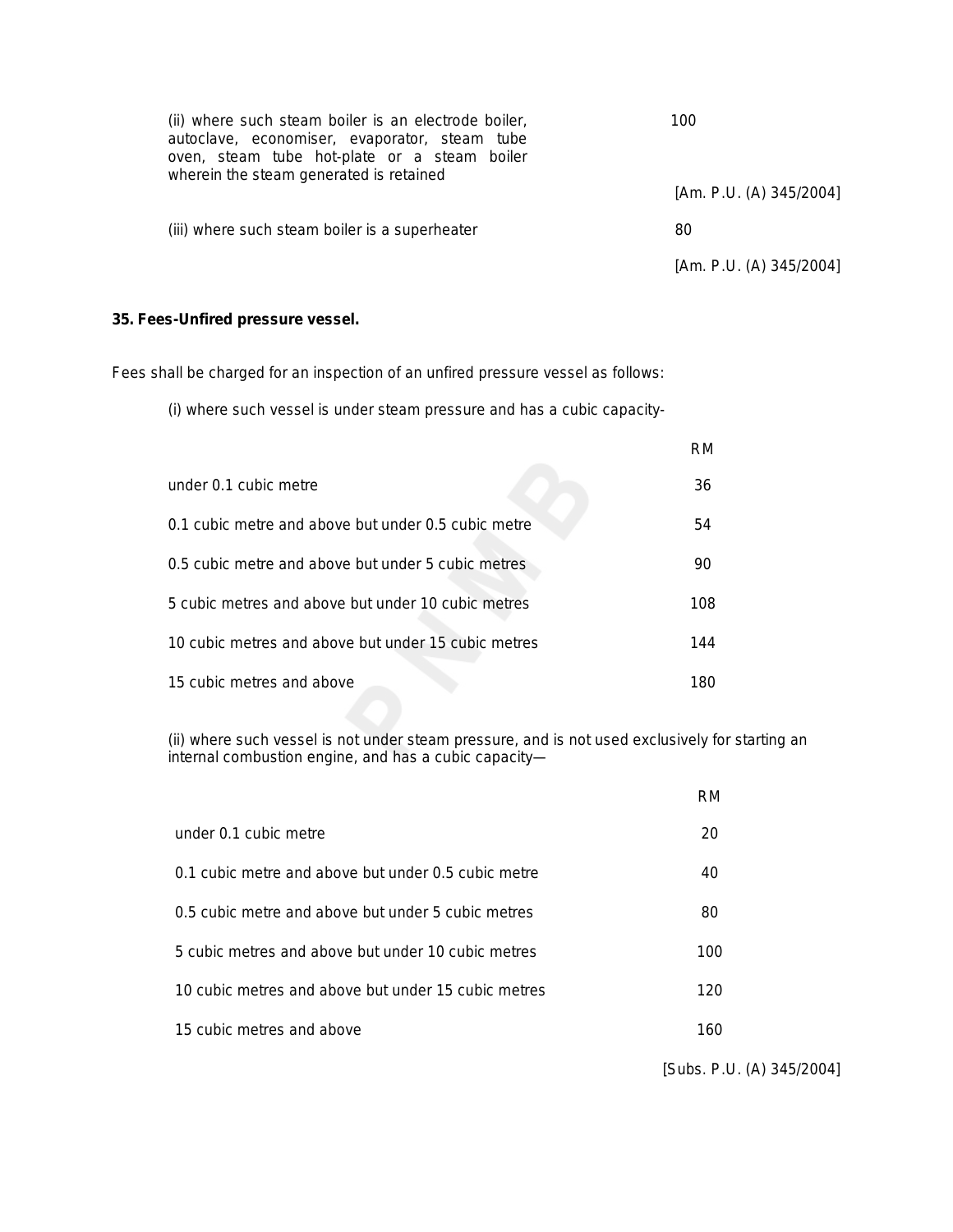| | |
|---|---|
| (ii) where such steam boiler is an electrode boiler, autoclave, economiser, evaporator, steam tube oven, steam tube hot-plate or a steam boiler wherein the steam generated is retained | 100 |
| | [Am. P.U. (A) 345/2004] |
| (iii) where such steam boiler is a superheater | 80 |
| | [Am. P.U. (A) 345/2004] |

**35. Fees-Unfired pressure vessel.**

Fees shall be charged for an inspection of an unfired pressure vessel as follows:

(i) where such vessel is under steam pressure and has a cubic capacity-

| | RM |
|---|---|
| under 0.1 cubic metre | 36 |
| 0.1 cubic metre and above but under 0.5 cubic metre | 54 |
| 0.5 cubic metre and above but under 5 cubic metres | 90 |
| 5 cubic metres and above but under 10 cubic metres | 108 |
| 10 cubic metres and above but under 15 cubic metres | 144 |
| 15 cubic metres and above | 180 |

(ii) where such vessel is not under steam pressure, and is not used exclusively for starting an internal combustion engine, and has a cubic capacity—

| | RM |
|---|---|
| under 0.1 cubic metre | 20 |
| 0.1 cubic metre and above but under 0.5 cubic metre | 40 |
| 0.5 cubic metre and above but under 5 cubic metres | 80 |
| 5 cubic metres and above but under 10 cubic metres | 100 |
| 10 cubic metres and above but under 15 cubic metres | 120 |
| 15 cubic metres and above | 160 |

[Subs. P.U. (A) 345/2004]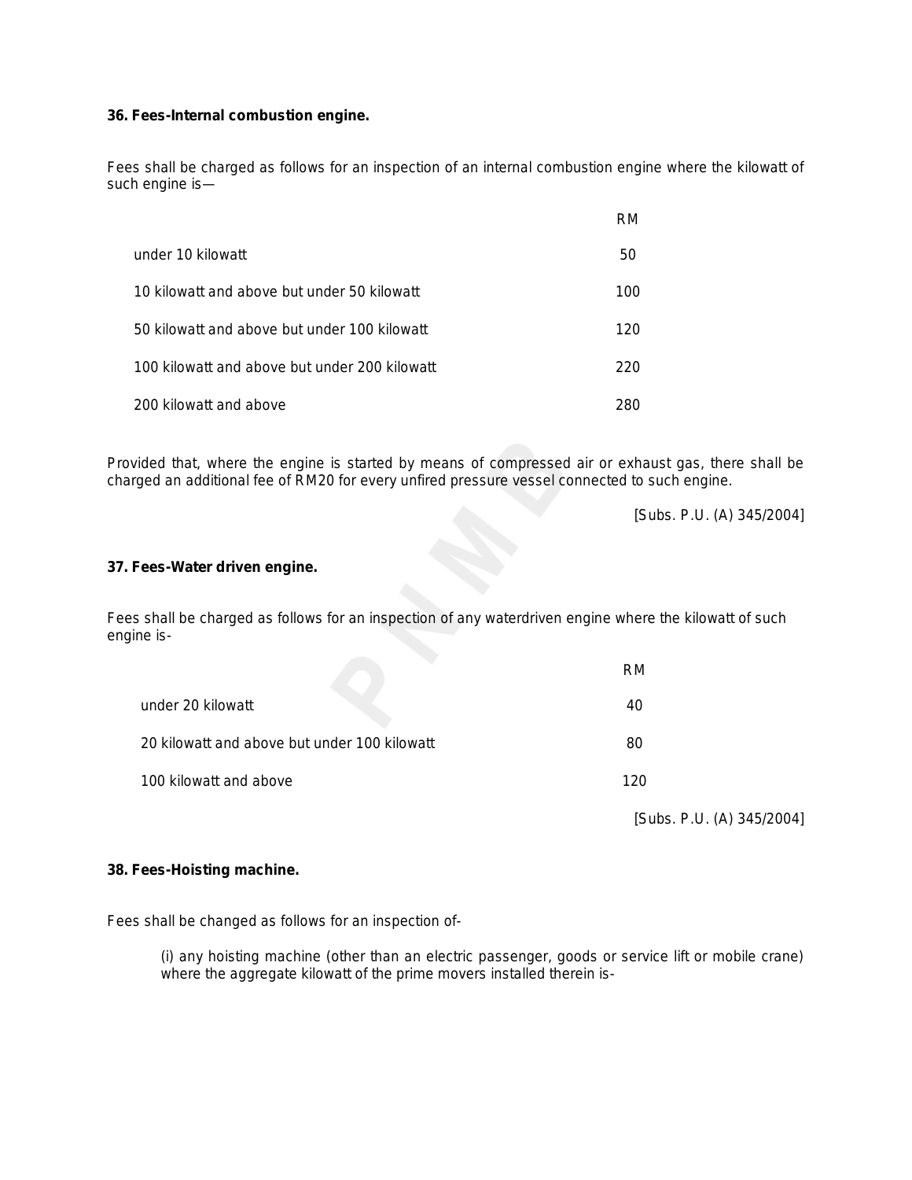**36. Fees-Internal combustion engine.**

Fees shall be charged as follows for an inspection of an internal combustion engine where the kilowatt of such engine is—

| | RM |
|---|---|
| under 10 kilowatt | 50 |
| 10 kilowatt and above but under 50 kilowatt | 100 |
| 50 kilowatt and above but under 100 kilowatt | 120 |
| 100 kilowatt and above but under 200 kilowatt | 220 |
| 200 kilowatt and above | 280 |

Provided that, where the engine is started by means of compressed air or exhaust gas, there shall be charged an additional fee of RM20 for every unfired pressure vessel connected to such engine.

[Subs. P.U. (A) 345/2004]

**37. Fees-Water driven engine.**

Fees shall be charged as follows for an inspection of any waterdriven engine where the kilowatt of such engine is-

| | RM |
|---|---|
| under 20 kilowatt | 40 |
| 20 kilowatt and above but under 100 kilowatt | 80 |
| 100 kilowatt and above | 120 |

[Subs. P.U. (A) 345/2004]

**38. Fees-Hoisting machine.**

Fees shall be changed as follows for an inspection of-

(i) any hoisting machine (other than an electric passenger, goods or service lift or mobile crane) where the aggregate kilowatt of the prime movers installed therein is-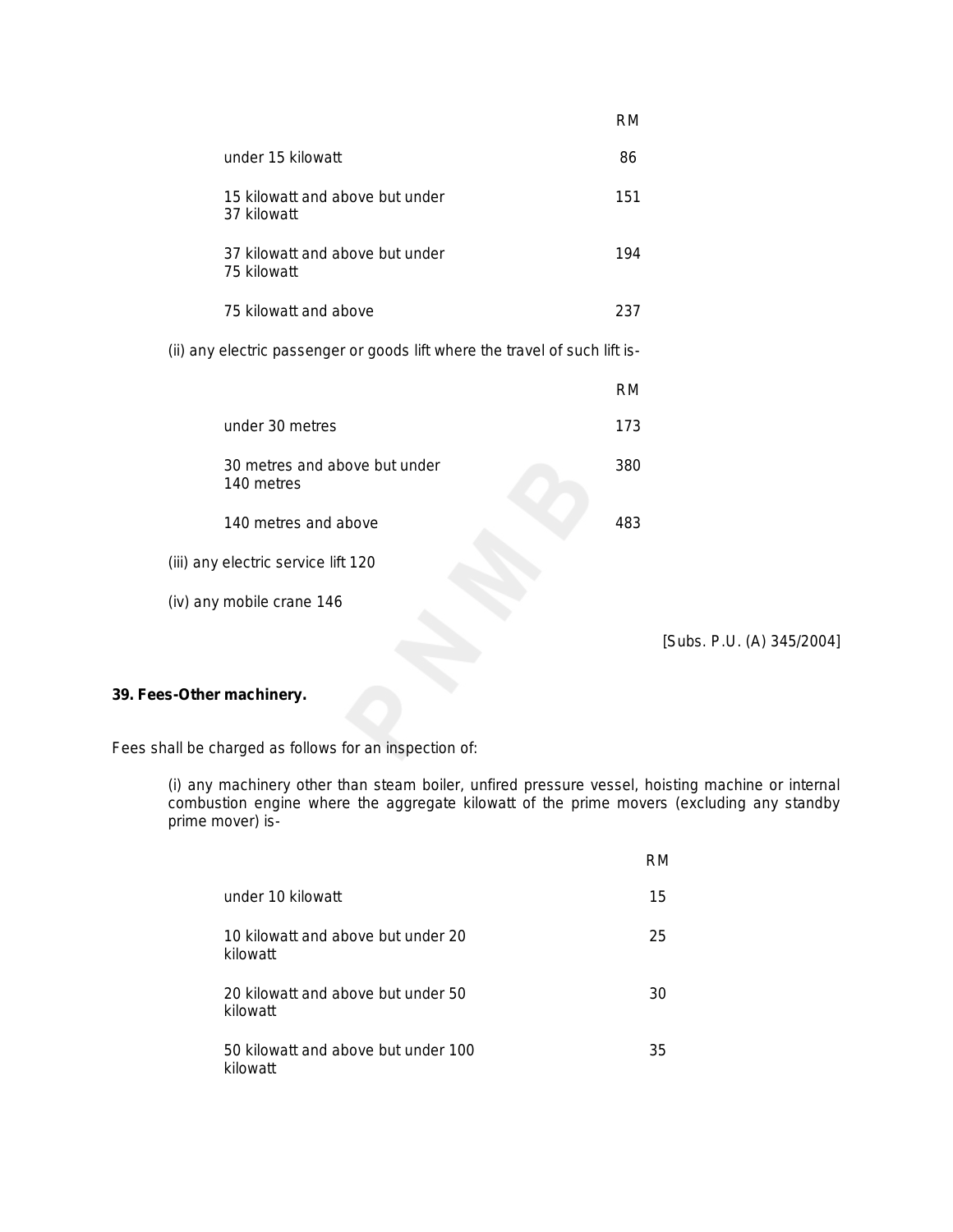| | RM |
|---|---|
| under 15 kilowatt | 86 |
| 15 kilowatt and above but under 37 kilowatt | 151 |
| 37 kilowatt and above but under 75 kilowatt | 194 |
| 75 kilowatt and above | 237 |

(ii) any electric passenger or goods lift where the travel of such lift is-

| | RM |
|---|---|
| under 30 metres | 173 |
| 30 metres and above but under 140 metres | 380 |
| 140 metres and above | 483 |

(iii) any electric service lift 120

(iv) any mobile crane 146

[Subs. P.U. (A) 345/2004]

**39. Fees-Other machinery.**

Fees shall be charged as follows for an inspection of:

(i) any machinery other than steam boiler, unfired pressure vessel, hoisting machine or internal combustion engine where the aggregate kilowatt of the prime movers (excluding any standby prime mover) is-

| | RM |
|---|---|
| under 10 kilowatt | 15 |
| 10 kilowatt and above but under 20 kilowatt | 25 |
| 20 kilowatt and above but under 50 kilowatt | 30 |
| 50 kilowatt and above but under 100 kilowatt | 35 |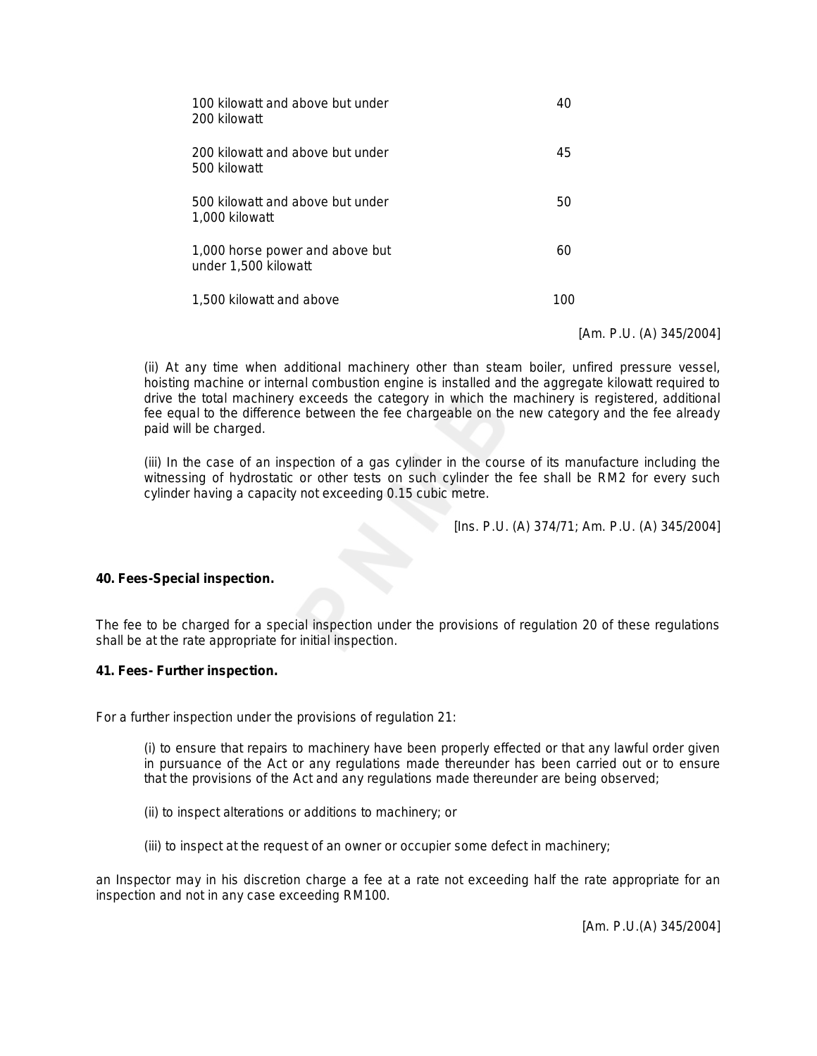| | |
|---|---|
| 100 kilowatt and above but under 200 kilowatt | 40 |
| 200 kilowatt and above but under 500 kilowatt | 45 |
| 500 kilowatt and above but under 1,000 kilowatt | 50 |
| 1,000 horse power and above but under 1,500 kilowatt | 60 |
| 1,500 kilowatt and above | 100 |

[Am. P.U. (A) 345/2004]

(ii) At any time when additional machinery other than steam boiler, unfired pressure vessel, hoisting machine or internal combustion engine is installed and the aggregate kilowatt required to drive the total machinery exceeds the category in which the machinery is registered, additional fee equal to the difference between the fee chargeable on the new category and the fee already paid will be charged.

(iii) In the case of an inspection of a gas cylinder in the course of its manufacture including the witnessing of hydrostatic or other tests on such cylinder the fee shall be RM2 for every such cylinder having a capacity not exceeding 0.15 cubic metre.

[Ins. P.U. (A) 374/71; Am. P.U. (A) 345/2004]

**40. Fees-Special inspection.**

The fee to be charged for a special inspection under the provisions of regulation 20 of these regulations shall be at the rate appropriate for initial inspection.

**41. Fees- Further inspection.**

For a further inspection under the provisions of regulation 21:

(i) to ensure that repairs to machinery have been properly effected or that any lawful order given in pursuance of the Act or any regulations made thereunder has been carried out or to ensure that the provisions of the Act and any regulations made thereunder are being observed;

(ii) to inspect alterations or additions to machinery; or

(iii) to inspect at the request of an owner or occupier some defect in machinery;

an Inspector may in his discretion charge a fee at a rate not exceeding half the rate appropriate for an inspection and not in any case exceeding RM100.

[Am. P.U.(A) 345/2004]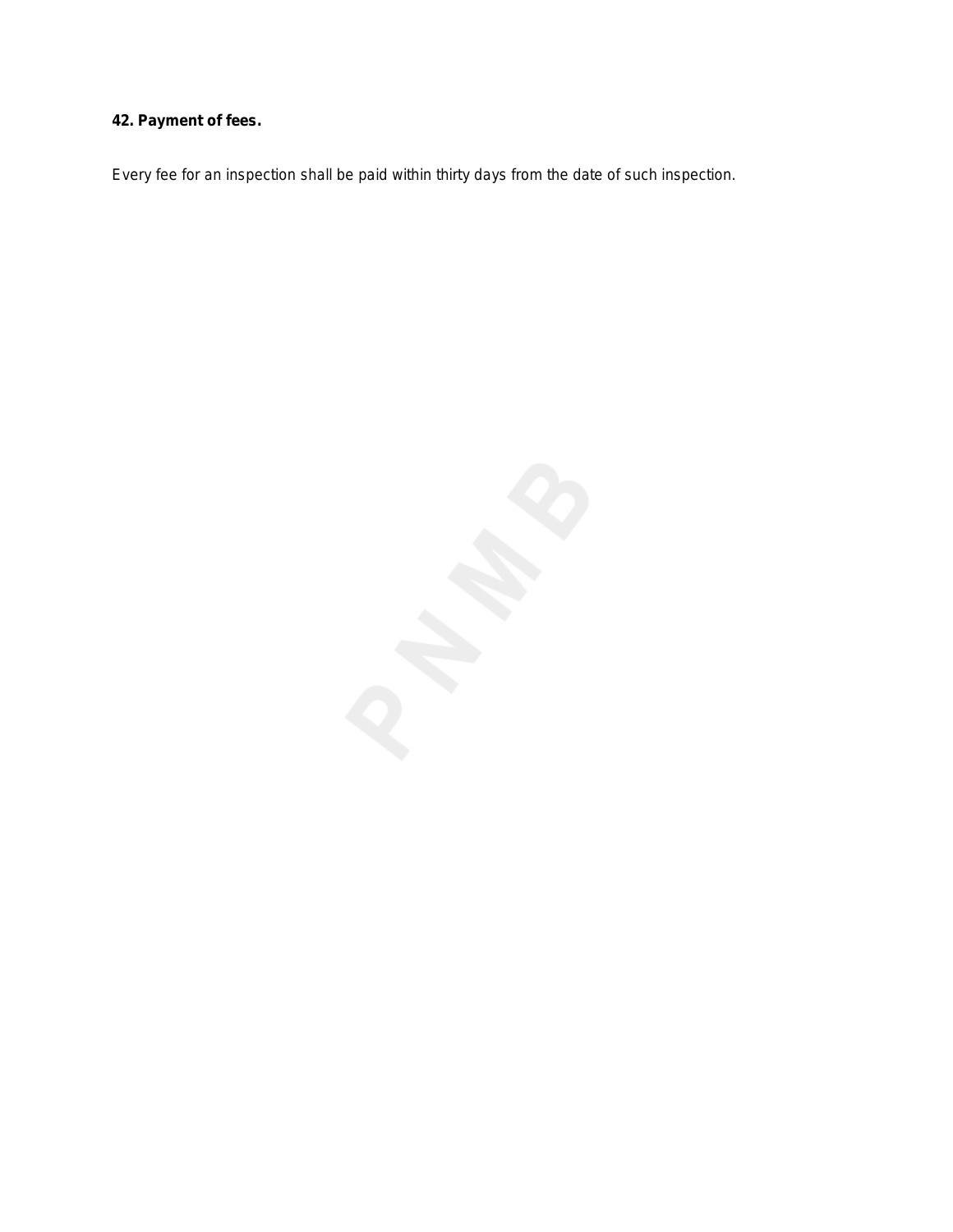**42. Payment of fees.**

Every fee for an inspection shall be paid within thirty days from the date of such inspection.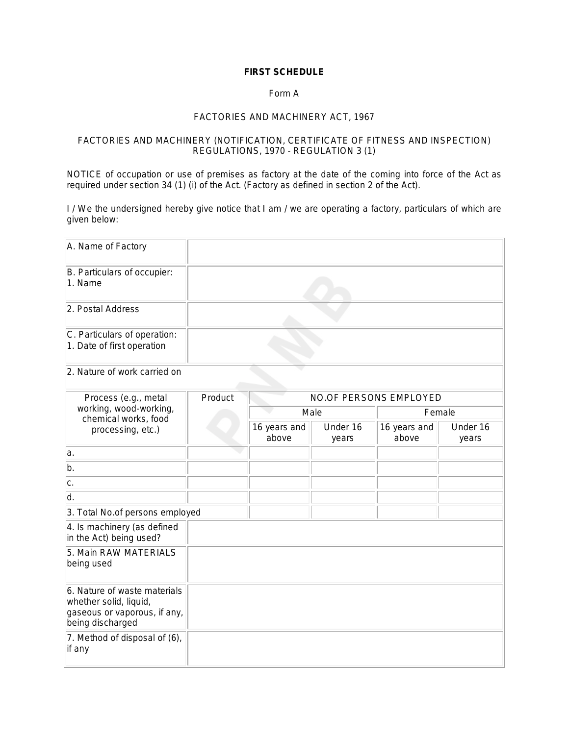**FIRST SCHEDULE**

Form A

FACTORIES AND MACHINERY ACT, 1967

FACTORIES AND MACHINERY (NOTIFICATION, CERTIFICATE OF FITNESS AND INSPECTION) REGULATIONS, 1970 - REGULATION 3 (1)

NOTICE of occupation or use of premises as factory at the date of the coming into force of the Act as required under section 34 (1) (i) of the Act. (Factory as defined in section 2 of the Act).

I / We the undersigned hereby give notice that I am / we are operating a factory, particulars of which are given below:

| A. Name of Factory | | | | | |
|---|---|---|---|---|---|
| B. Particulars of occupier:<br>1. Name | | | | | |
| 2. Postal Address | | | | | |
| C. Particulars of operation:<br>1. Date of first operation | | | | | |
| 2. Nature of work carried on | | | | | |
| Process (e.g., metal working, wood-working, chemical works, food processing, etc.) | Product | NO.OF PERSONS EMPLOYED | | | |
| | | Male | | Female | |
| | | 16 years and above | Under 16 years | 16 years and above | Under 16 years |
| a. | | | | | |
| b. | | | | | |
| c. | | | | | |
| d. | | | | | |
| 3. Total No.of persons employed | | | | | |
| 4. Is machinery (as defined in the Act) being used? | | | | | |
| 5. Main RAW MATERIALS being used | | | | | |
| 6. Nature of waste materials whether solid, liquid, gaseous or vaporous, if any, being discharged | | | | | |
| 7. Method of disposal of (6), if any | | | | | |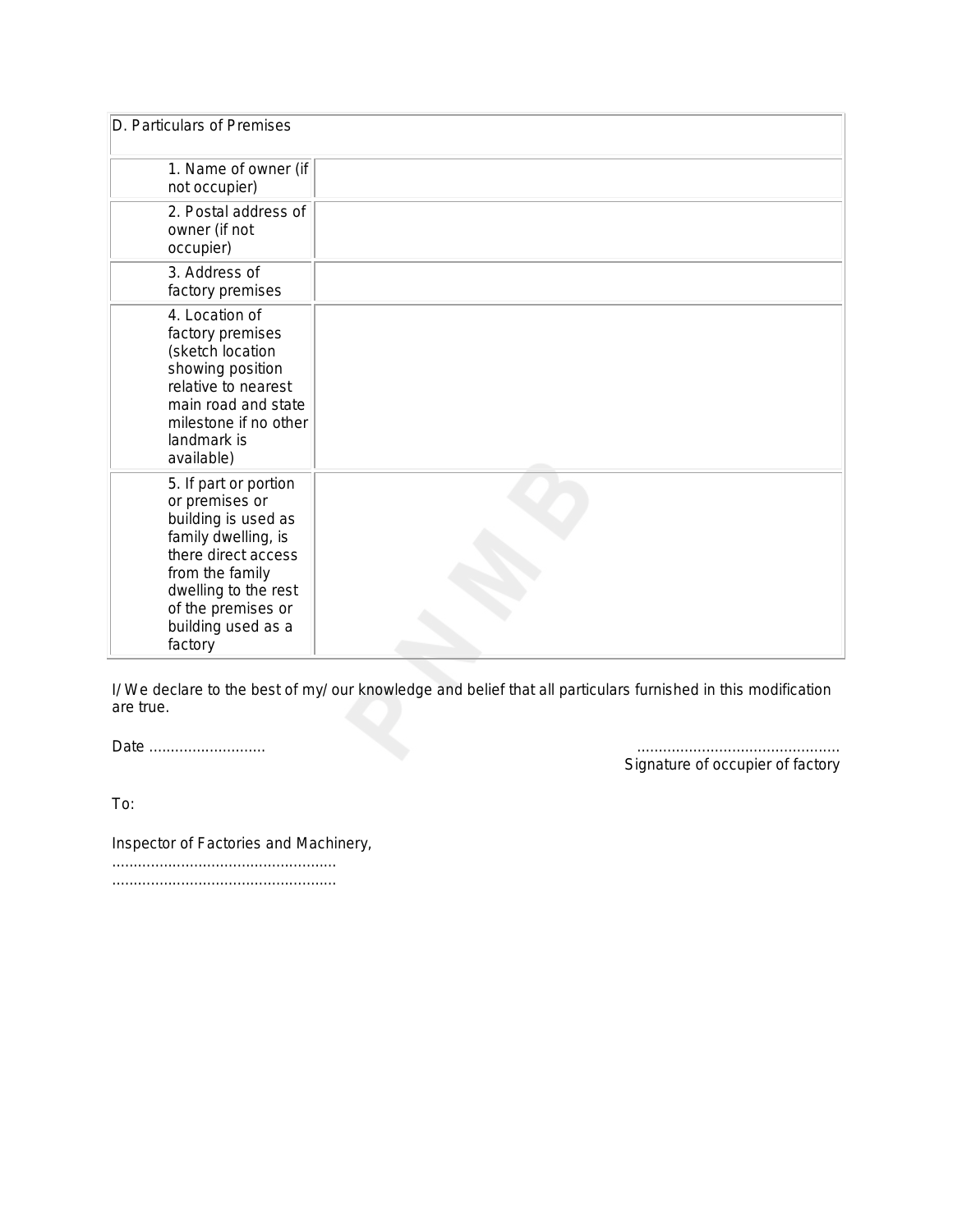| D. Particulars of Premises | |
|---|---|
| 1. Name of owner (if not occupier) | |
| 2. Postal address of owner (if not occupier) | |
| 3. Address of factory premises | |
| 4. Location of factory premises (sketch location showing position relative to nearest main road and state milestone if no other landmark is available) | |
| 5. If part or portion or premises or building is used as family dwelling, is there direct access from the family dwelling to the rest of the premises or building used as a factory | |

I/We declare to the best of my/our knowledge and belief that all particulars furnished in this modification are true.

Date ..........................

..............................................
Signature of occupier of factory

To:

Inspector of Factories and Machinery,
...................................................
...................................................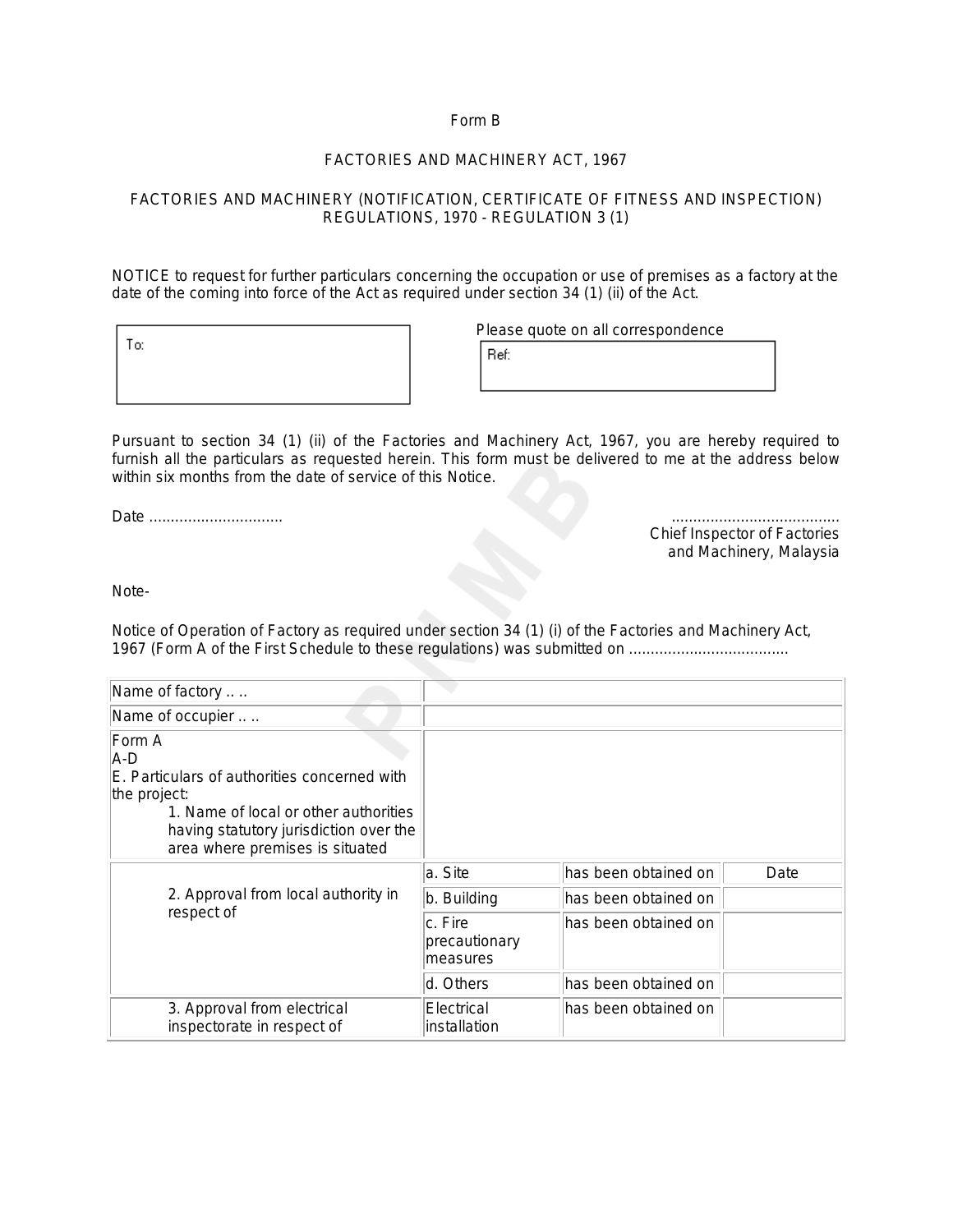Form B

FACTORIES AND MACHINERY ACT, 1967

FACTORIES AND MACHINERY (NOTIFICATION, CERTIFICATE OF FITNESS AND INSPECTION) REGULATIONS, 1970 - REGULATION 3 (1)

NOTICE to request for further particulars concerning the occupation or use of premises as a factory at the date of the coming into force of the Act as required under section 34 (1) (ii) of the Act.

| To: |
|---|
| |

Please quote on all correspondence

| Ref: |
|---|
| |

Pursuant to section 34 (1) (ii) of the Factories and Machinery Act, 1967, you are hereby required to furnish all the particulars as requested herein. This form must be delivered to me at the address below within six months from the date of service of this Notice.

Date ..............................

.......................................
Chief Inspector of Factories
and Machinery, Malaysia

Note-

Notice of Operation of Factory as required under section 34 (1) (i) of the Factories and Machinery Act, 1967 (Form A of the First Schedule to these regulations) was submitted on ....................................

| | | | |
|---|---|---|---|
| Name of factory .. .. | | | |
| Name of occupier .. .. | | | |
| Form A<br>A-D<br>E. Particulars of authorities concerned with the project:<br>1. Name of local or other authorities having statutory jurisdiction over the area where premises is situated | | | |
| 2. Approval from local authority in respect of | a. Site | has been obtained on | Date |
| | b. Building | has been obtained on | |
| | c. Fire precautionary measures | has been obtained on | |
| | d. Others | has been obtained on | |
| 3. Approval from electrical inspectorate in respect of | Electrical installation | has been obtained on | |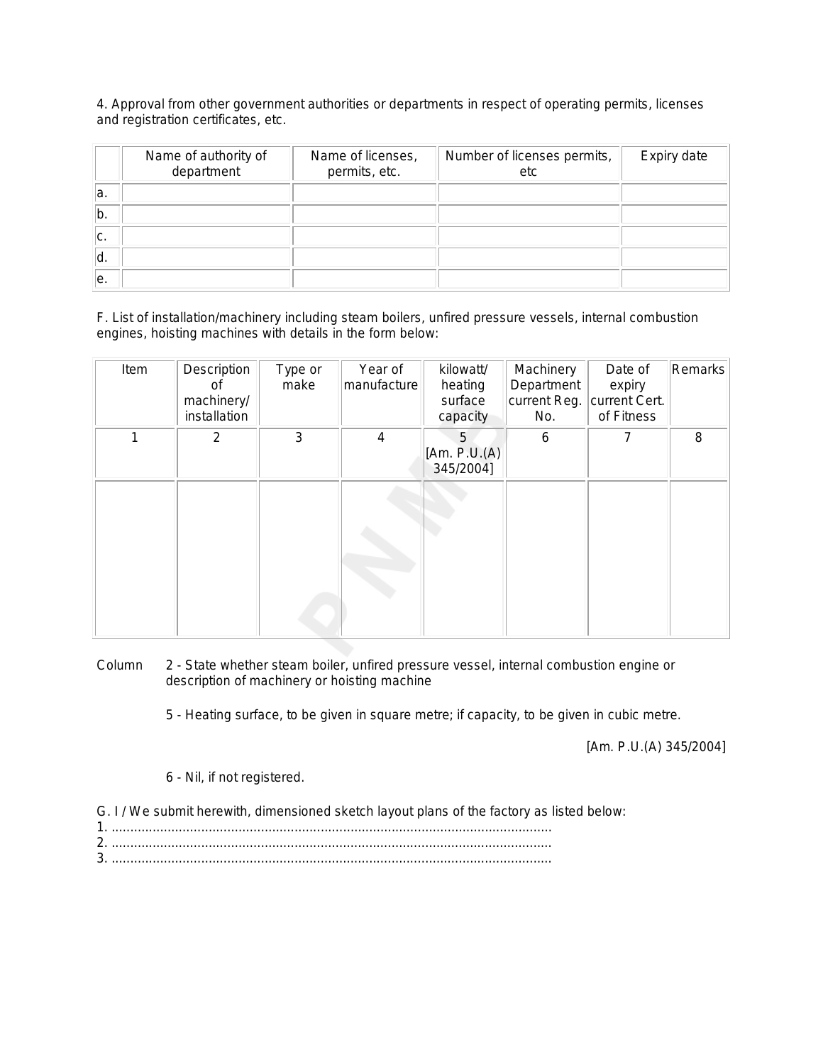4. Approval from other government authorities or departments in respect of operating permits, licenses and registration certificates, etc.

| | Name of authority of department | Name of licenses, permits, etc. | Number of licenses permits, etc | Expiry date |
|---|---|---|---|---|
| a. | | | | |
| b. | | | | |
| c. | | | | |
| d. | | | | |
| e. | | | | |

F. List of installation/machinery including steam boilers, unfired pressure vessels, internal combustion engines, hoisting machines with details in the form below:

| Item | Description of machinery/ installation | Type or make | Year of manufacture | kilowatt/ heating surface capacity | Machinery Department current Reg. No. | Date of expiry current Cert. of Fitness | Remarks |
|---|---|---|---|---|---|---|---|
| 1 | 2 | 3 | 4 | 5 [Am. P.U.(A) 345/2004] | 6 | 7 | 8 |
| | | | | | | | |

Column 2 - State whether steam boiler, unfired pressure vessel, internal combustion engine or description of machinery or hoisting machine

5 - Heating surface, to be given in square metre; if capacity, to be given in cubic metre.

[Am. P.U.(A) 345/2004]

6 - Nil, if not registered.

G. I / We submit herewith, dimensioned sketch layout plans of the factory as listed below:

1. ......................................................................................................................
2. ......................................................................................................................
3. ......................................................................................................................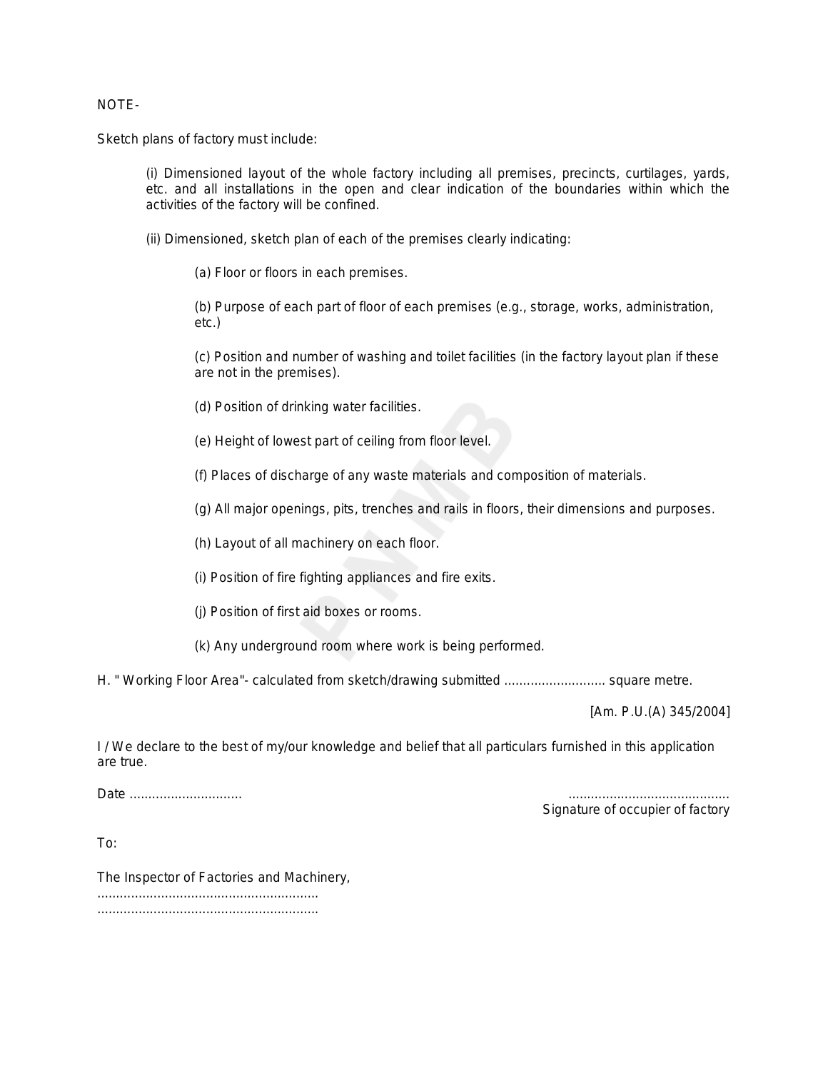NOTE-

Sketch plans of factory must include:

(i) Dimensioned layout of the whole factory including all premises, precincts, curtilages, yards, etc. and all installations in the open and clear indication of the boundaries within which the activities of the factory will be confined.

(ii) Dimensioned, sketch plan of each of the premises clearly indicating:

(a) Floor or floors in each premises.

(b) Purpose of each part of floor of each premises (e.g., storage, works, administration, etc.)

(c) Position and number of washing and toilet facilities (in the factory layout plan if these are not in the premises).

(d) Position of drinking water facilities.

(e) Height of lowest part of ceiling from floor level.

(f) Places of discharge of any waste materials and composition of materials.

(g) All major openings, pits, trenches and rails in floors, their dimensions and purposes.

(h) Layout of all machinery on each floor.

(i) Position of fire fighting appliances and fire exits.

(j) Position of first aid boxes or rooms.

(k) Any underground room where work is being performed.

H. " Working Floor Area"- calculated from sketch/drawing submitted ........................... square metre.

[Am. P.U.(A) 345/2004]

I / We declare to the best of my/our knowledge and belief that all particulars furnished in this application are true.

Date ..............................

..........................................
Signature of occupier of factory

To:

The Inspector of Factories and Machinery,
..........................................................
..........................................................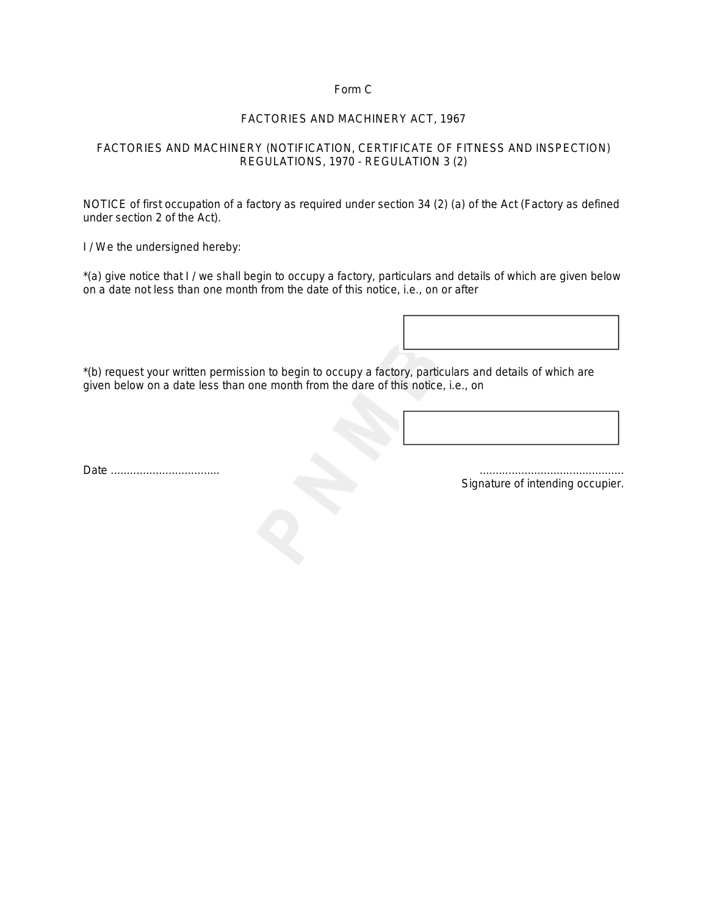Form C

FACTORIES AND MACHINERY ACT, 1967

FACTORIES AND MACHINERY (NOTIFICATION, CERTIFICATE OF FITNESS AND INSPECTION) REGULATIONS, 1970 - REGULATION 3 (2)

NOTICE of first occupation of a factory as required under section 34 (2) (a) of the Act (Factory as defined under section 2 of the Act).

I / We the undersigned hereby:

*(a) give notice that I / we shall begin to occupy a factory, particulars and details of which are given below on a date not less than one month from the date of this notice, i.e., on or after

| |
|---|
| |

*(b) request your written permission to begin to occupy a factory, particulars and details of which are given below on a date less than one month from the dare of this notice, i.e., on

| |
|---|
| |

Date .................................

............................................
Signature of intending occupier.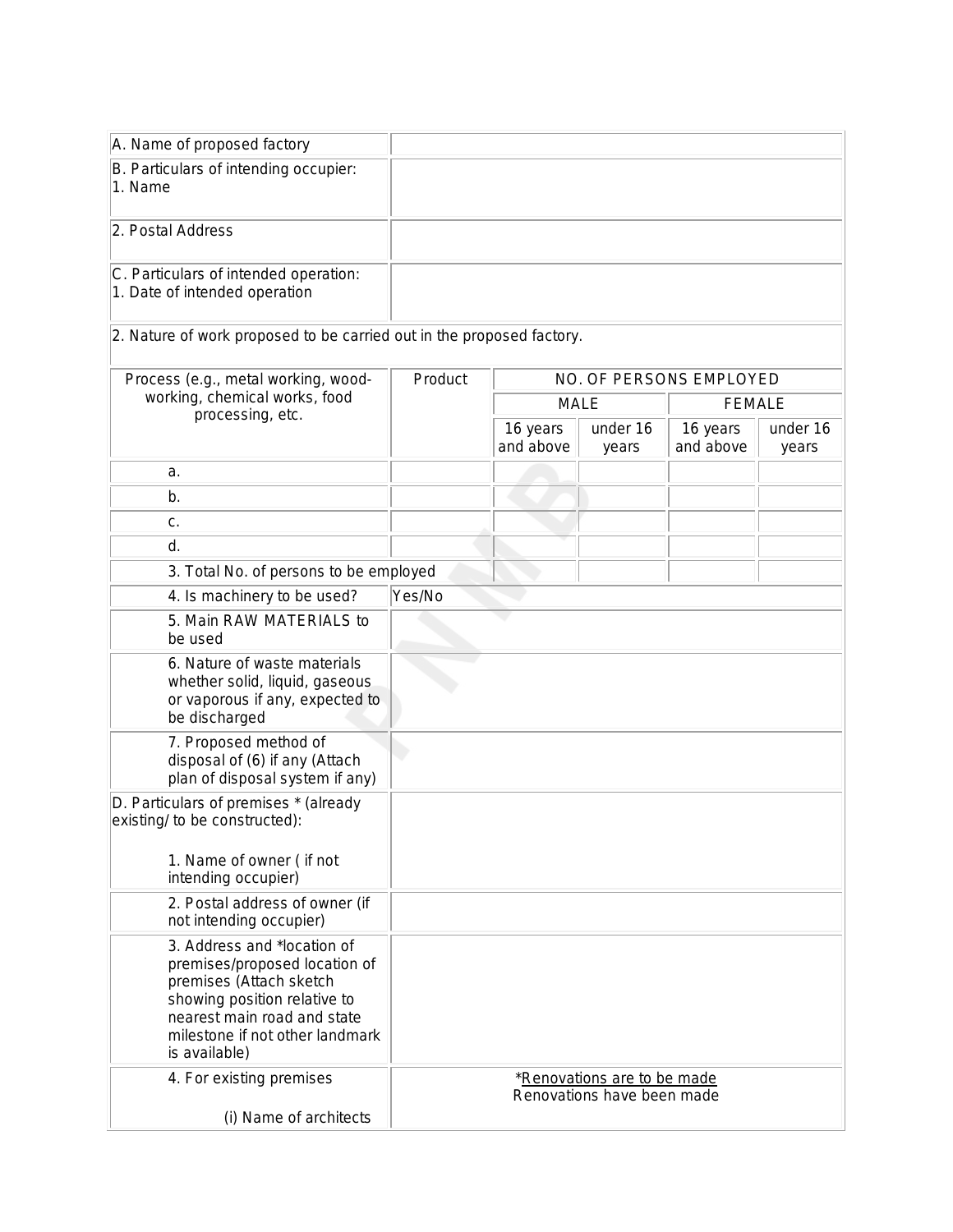| | |
|---|---|
| A. Name of proposed factory | |
| B. Particulars of intending occupier:<br>1. Name | |
| 2. Postal Address | |
| C. Particulars of intended operation:<br>1. Date of intended operation | |

2. Nature of work proposed to be carried out in the proposed factory.

| Process (e.g., metal working, wood-working, chemical works, food processing, etc. | Product | NO. OF PERSONS EMPLOYED | | | |
|---|---|---|---|---|---|
| | | MALE | | FEMALE | |
| | | 16 years and above | under 16 years | 16 years and above | under 16 years |
| a. | | | | | |
| b. | | | | | |
| c. | | | | | |
| d. | | | | | |
| 3. Total No. of persons to be employed | | | | | |

| | |
|---|---|
| 4. Is machinery to be used? | Yes/No |
| 5. Main RAW MATERIALS to be used | |
| 6. Nature of waste materials whether solid, liquid, gaseous or vaporous if any, expected to be discharged | |
| 7. Proposed method of disposal of (6) if any (Attach plan of disposal system if any) | |
| D. Particulars of premises * (already existing/ to be constructed):<br><br>1. Name of owner ( if not intending occupier) | |
| 2. Postal address of owner (if not intending occupier) | |
| 3. Address and *location of premises/proposed location of premises (Attach sketch showing position relative to nearest main road and state milestone if not other landmark is available) | |
| 4. For existing premises<br><br>(i) Name of architects | *Renovations are to be made<br>Renovations have been made |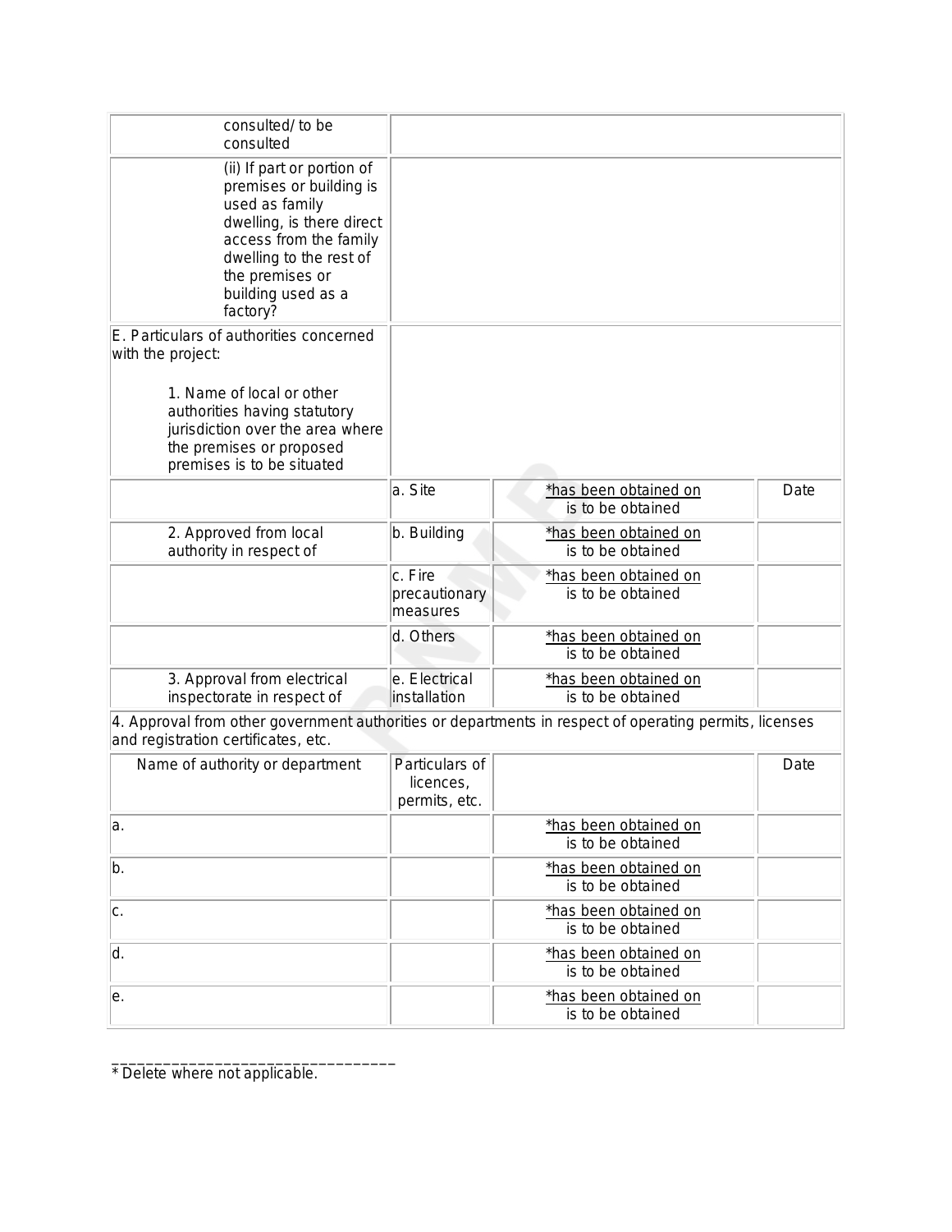| | | | |
|---|---|---|---|
| consulted/ to be consulted | | | |
| (ii) If part or portion of premises or building is used as family dwelling, is there direct access from the family dwelling to the rest of the premises or building used as a factory? | | | |
| E. Particulars of authorities concerned with the project:<br><br>1. Name of local or other authorities having statutory jurisdiction over the area where the premises or proposed premises is to be situated | | | |
| | a. Site | *has been obtained on<br>is to be obtained | Date |
| 2. Approved from local authority in respect of | b. Building | *has been obtained on<br>is to be obtained | |
| | c. Fire precautionary measures | *has been obtained on<br>is to be obtained | |
| | d. Others | *has been obtained on<br>is to be obtained | |
| 3. Approval from electrical inspectorate in respect of | e. Electrical installation | *has been obtained on<br>is to be obtained | |
| 4. Approval from other government authorities or departments in respect of operating permits, licenses and registration certificates, etc. | | | |
| Name of authority or department | Particulars of licences, permits, etc. | | Date |
| a. | | *has been obtained on<br>is to be obtained | |
| b. | | *has been obtained on<br>is to be obtained | |
| c. | | *has been obtained on<br>is to be obtained | |
| d. | | *has been obtained on<br>is to be obtained | |
| e. | | *has been obtained on<br>is to be obtained | |

___________________________________

* Delete where not applicable.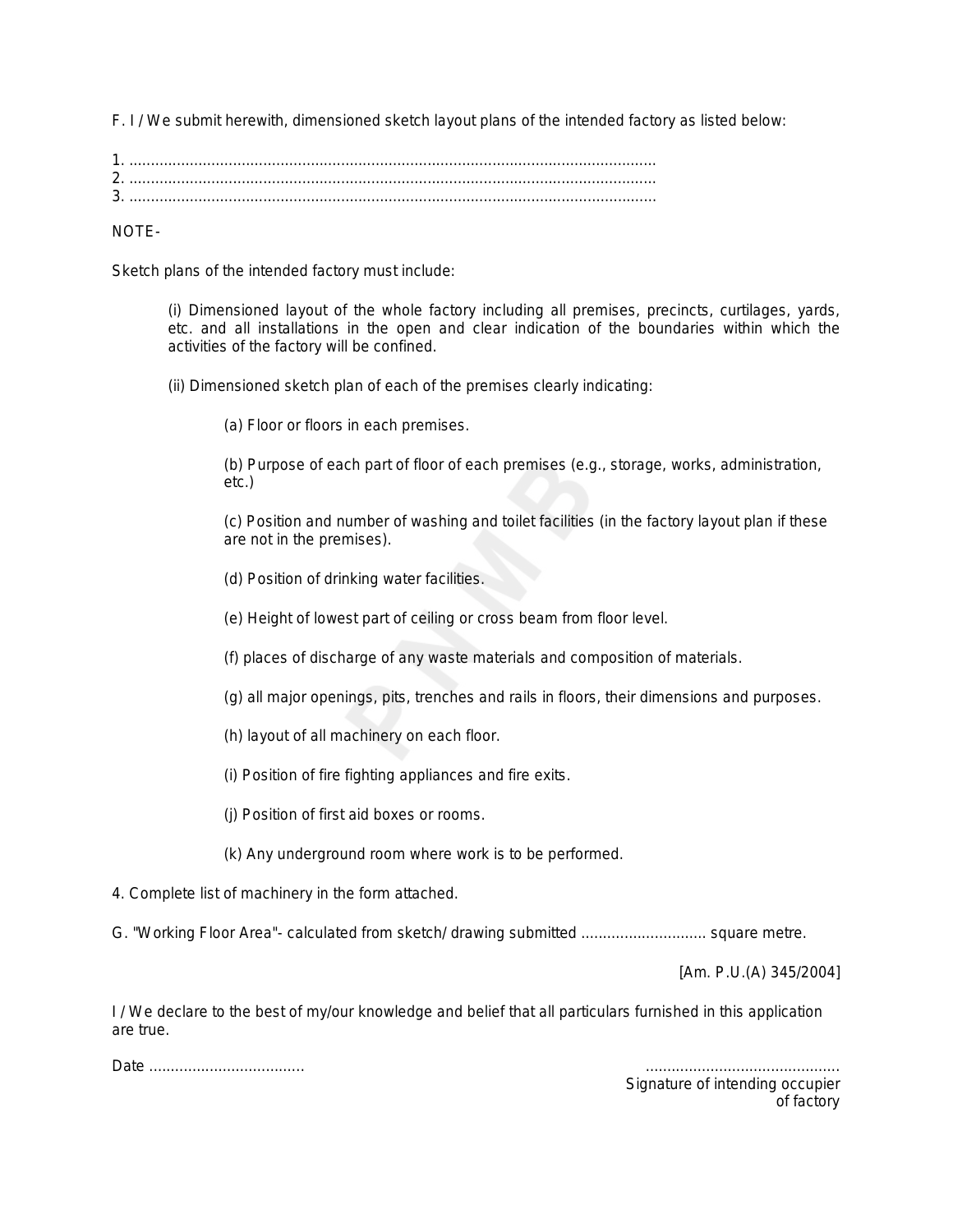F. I / We submit herewith, dimensioned sketch layout plans of the intended factory as listed below:

1. .........................................................................................................................
2. .........................................................................................................................
3. .........................................................................................................................

NOTE-

Sketch plans of the intended factory must include:

(i) Dimensioned layout of the whole factory including all premises, precincts, curtilages, yards, etc. and all installations in the open and clear indication of the boundaries within which the activities of the factory will be confined.

(ii) Dimensioned sketch plan of each of the premises clearly indicating:

(a) Floor or floors in each premises.

(b) Purpose of each part of floor of each premises (e.g., storage, works, administration, etc.)

(c) Position and number of washing and toilet facilities (in the factory layout plan if these are not in the premises).

(d) Position of drinking water facilities.

(e) Height of lowest part of ceiling or cross beam from floor level.

(f) places of discharge of any waste materials and composition of materials.

(g) all major openings, pits, trenches and rails in floors, their dimensions and purposes.

(h) layout of all machinery on each floor.

(i) Position of fire fighting appliances and fire exits.

(j) Position of first aid boxes or rooms.

(k) Any underground room where work is to be performed.

4. Complete list of machinery in the form attached.

G. "Working Floor Area"- calculated from sketch/ drawing submitted ............................ square metre.

[Am. P.U.(A) 345/2004]

I / We declare to the best of my/our knowledge and belief that all particulars furnished in this application are true.

Date ...................................

.............................................
Signature of intending occupier of factory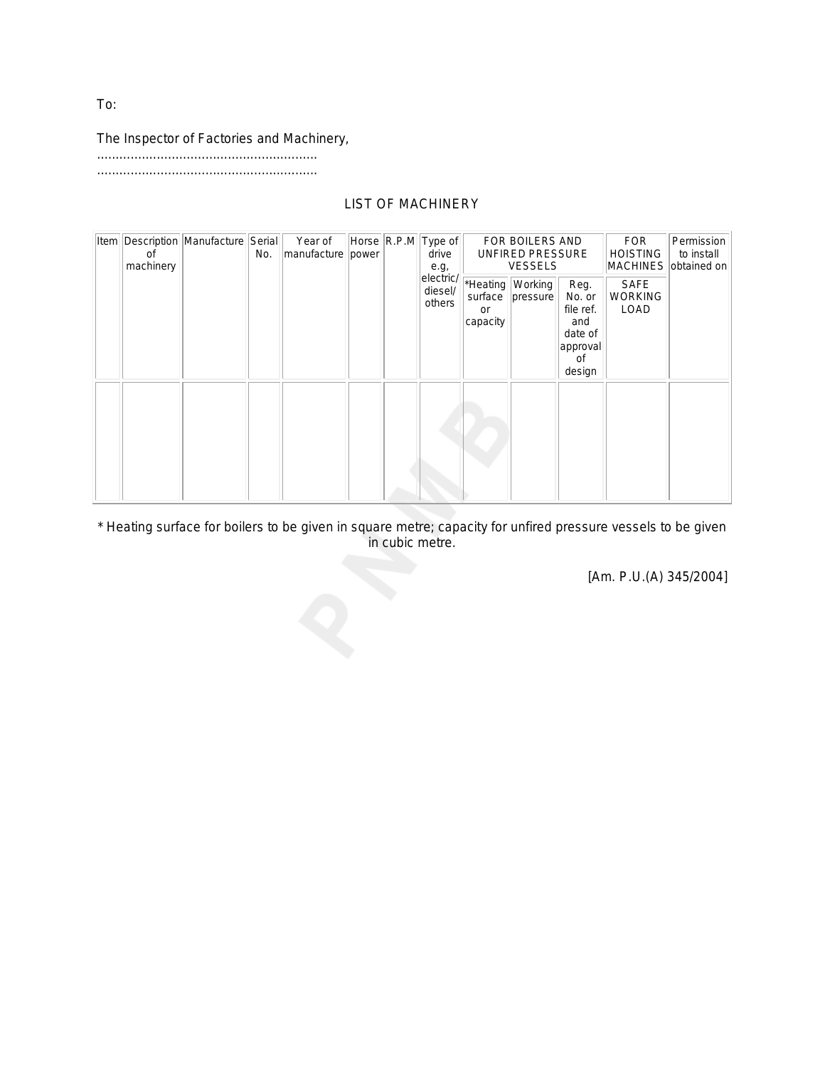To:

The Inspector of Factories and Machinery,
...........................................................
...........................................................

## LIST OF MACHINERY

| Item | Description of machinery | Manufacture | Serial No. | Year of manufacture | Horse power | R.P.M | Type of drive e.g, electric/ diesel/ others | FOR BOILERS AND UNFIRED PRESSURE VESSELS | | | FOR HOISTING MACHINES | Permission to install obtained on |
|---|---|---|---|---|---|---|---|---|---|---|---|---|
| | | | | | | | | *Heating surface or capacity | Working pressure | Reg. No. or file ref. and date of approval of design | SAFE WORKING LOAD | |
| | | | | | | | | | | | | |

* Heating surface for boilers to be given in square metre; capacity for unfired pressure vessels to be given in cubic metre.

[Am. P.U.(A) 345/2004]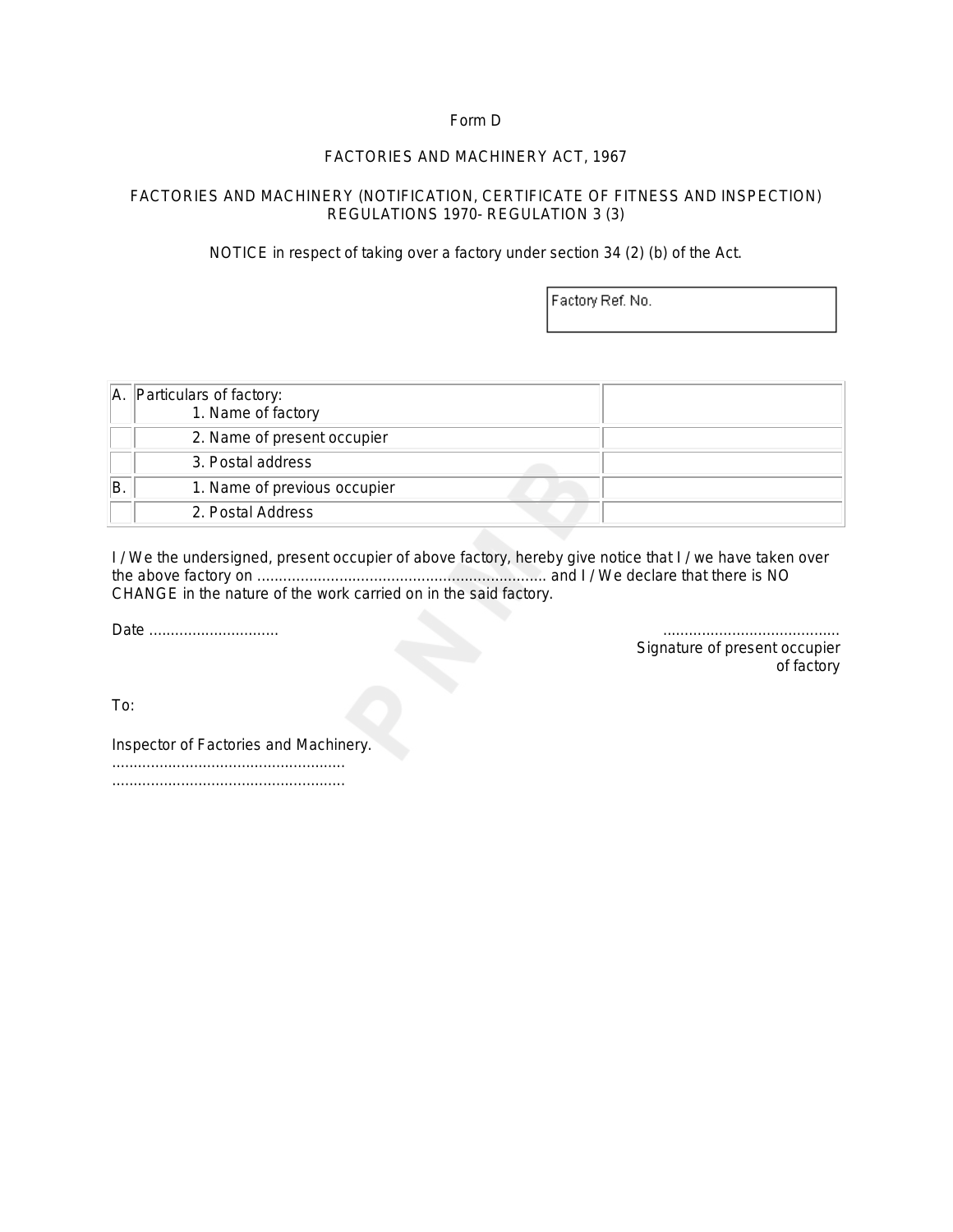Form D

FACTORIES AND MACHINERY ACT, 1967

FACTORIES AND MACHINERY (NOTIFICATION, CERTIFICATE OF FITNESS AND INSPECTION) REGULATIONS 1970- REGULATION 3 (3)

NOTICE in respect of taking over a factory under section 34 (2) (b) of the Act.

| Factory Ref. No. |
|---|
| |

| | | |
|---|---|---|
| A. | Particulars of factory:<br>1. Name of factory | |
| | 2. Name of present occupier | |
| | 3. Postal address | |
| B. | 1. Name of previous occupier | |
| | 2. Postal Address | |

I / We the undersigned, present occupier of above factory, hereby give notice that I / we have taken over the above factory on .................................................................... and I / We declare that there is NO CHANGE in the nature of the work carried on in the said factory.

Date .............................

.........................................
Signature of present occupier of factory

To:

Inspector of Factories and Machinery.
.....................................................
.....................................................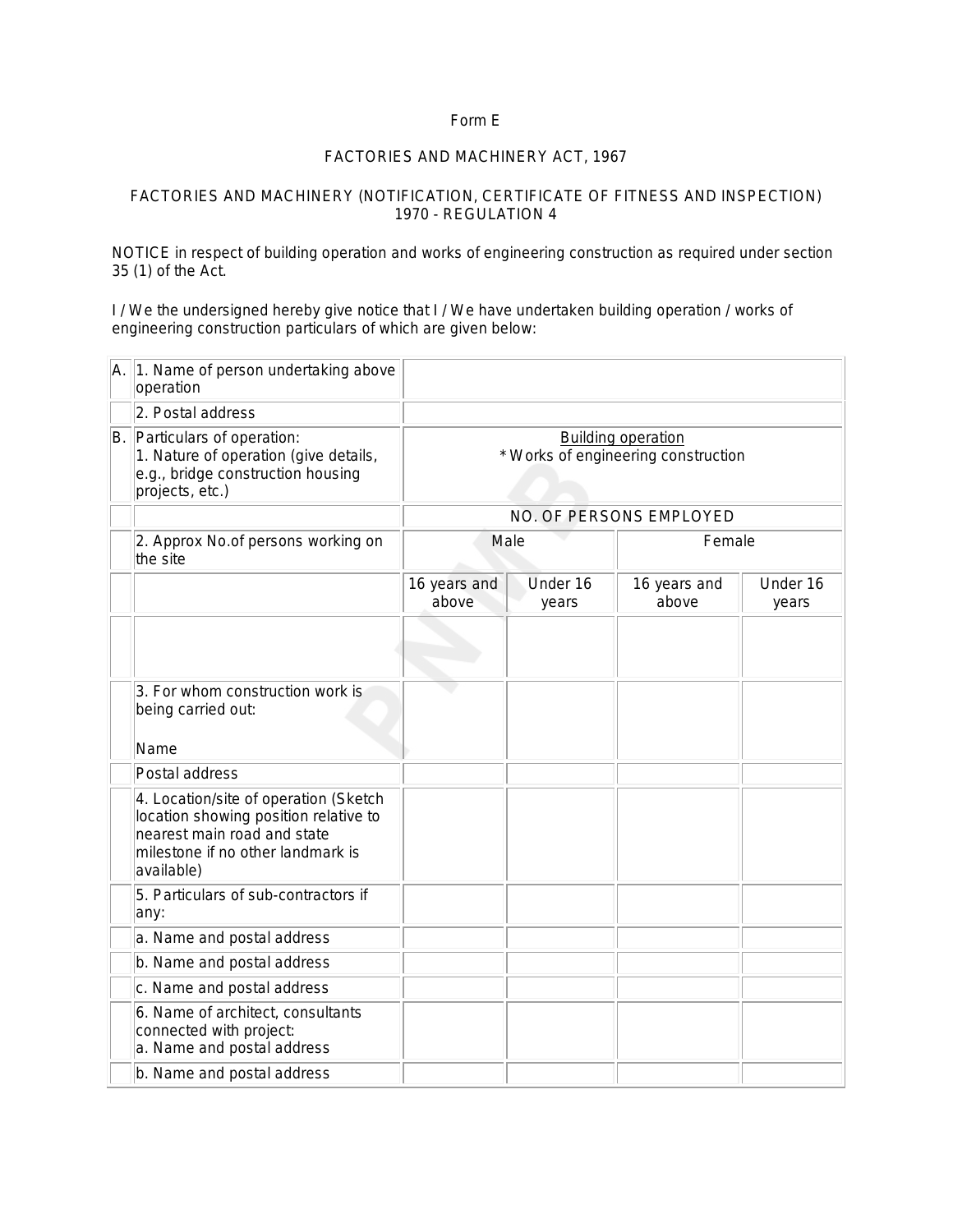Form E

FACTORIES AND MACHINERY ACT, 1967

FACTORIES AND MACHINERY (NOTIFICATION, CERTIFICATE OF FITNESS AND INSPECTION) 1970 - REGULATION 4

NOTICE in respect of building operation and works of engineering construction as required under section 35 (1) of the Act.

I / We the undersigned hereby give notice that I / We have undertaken building operation / works of engineering construction particulars of which are given below:

| | | | | | |
|---|---|---|---|---|---|
| A. | 1. Name of person undertaking above operation | | | | |
| | 2. Postal address | | | | |
| B. | Particulars of operation:<br>1. Nature of operation (give details, e.g., bridge construction housing projects, etc.) | Building operation<br>* Works of engineering construction | | | |
| | | NO. OF PERSONS EMPLOYED | | | |
| | 2. Approx No.of persons working on the site | Male | | Female | |
| | | 16 years and above | Under 16 years | 16 years and above | Under 16 years |
| | | | | | |
| | 3. For whom construction work is being carried out:<br><br>Name | | | | |
| | Postal address | | | | |
| | 4. Location/site of operation (Sketch location showing position relative to nearest main road and state milestone if no other landmark is available) | | | | |
| | 5. Particulars of sub-contractors if any: | | | | |
| | a. Name and postal address | | | | |
| | b. Name and postal address | | | | |
| | c. Name and postal address | | | | |
| | 6. Name of architect, consultants connected with project:<br>a. Name and postal address | | | | |
| | b. Name and postal address | | | | |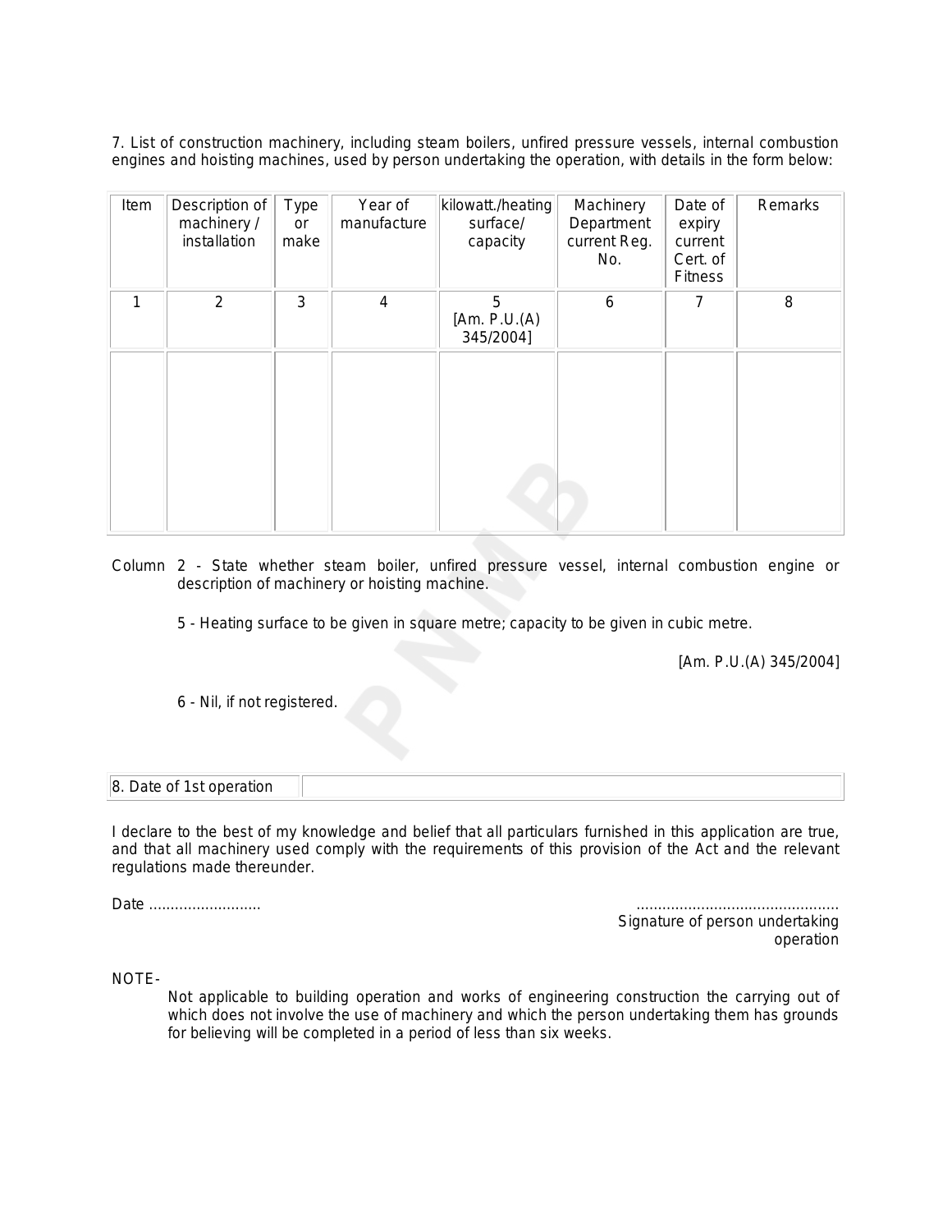7. List of construction machinery, including steam boilers, unfired pressure vessels, internal combustion engines and hoisting machines, used by person undertaking the operation, with details in the form below:

| Item | Description of machinery / installation | Type or make | Year of manufacture | kilowatt./heating surface/ capacity | Machinery Department current Reg. No. | Date of expiry current Cert. of Fitness | Remarks |
|---|---|---|---|---|---|---|---|
| 1 | 2 | 3 | 4 | 5 [Am. P.U.(A) 345/2004] | 6 | 7 | 8 |
| | | | | | | | |

Column 2 - State whether steam boiler, unfired pressure vessel, internal combustion engine or description of machinery or hoisting machine.

5 - Heating surface to be given in square metre; capacity to be given in cubic metre.

[Am. P.U.(A) 345/2004]

6 - Nil, if not registered.

| 8. Date of 1st operation | |
|---|---|

I declare to the best of my knowledge and belief that all particulars furnished in this application are true, and that all machinery used comply with the requirements of this provision of the Act and the relevant regulations made thereunder.

Date ..........................

...............................................
Signature of person undertaking operation

NOTE-

Not applicable to building operation and works of engineering construction the carrying out of which does not involve the use of machinery and which the person undertaking them has grounds for believing will be completed in a period of less than six weeks.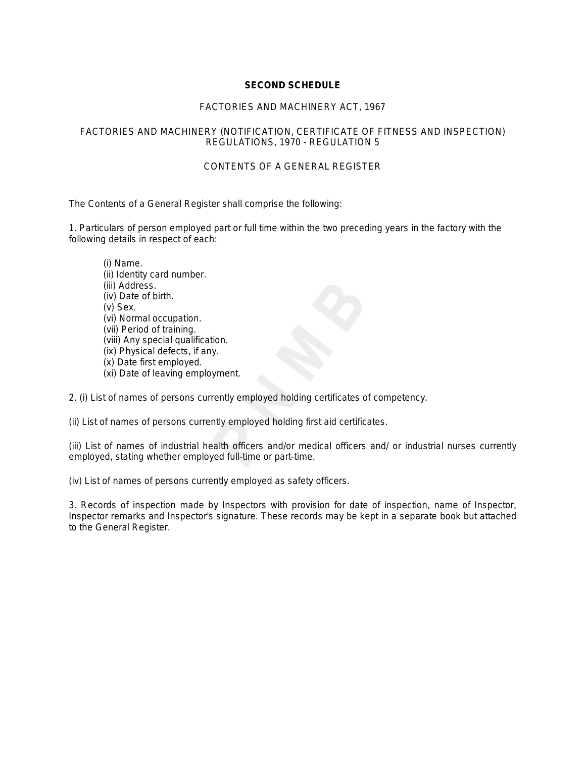# SECOND SCHEDULE

## FACTORIES AND MACHINERY ACT, 1967

## FACTORIES AND MACHINERY (NOTIFICATION, CERTIFICATE OF FITNESS AND INSPECTION) REGULATIONS, 1970 - REGULATION 5

## CONTENTS OF A GENERAL REGISTER

The Contents of a General Register shall comprise the following:

1. Particulars of person employed part or full time within the two preceding years in the factory with the following details in respect of each:

   (i) Name.
   (ii) Identity card number.
   (iii) Address.
   (iv) Date of birth.
   (v) Sex.
   (vi) Normal occupation.
   (vii) Period of training.
   (viii) Any special qualification.
   (ix) Physical defects, if any.
   (x) Date first employed.
   (xi) Date of leaving employment.

2. (i) List of names of persons currently employed holding certificates of competency.

(ii) List of names of persons currently employed holding first aid certificates.

(iii) List of names of industrial health officers and/or medical officers and/ or industrial nurses currently employed, stating whether employed full-time or part-time.

(iv) List of names of persons currently employed as safety officers.

3. Records of inspection made by Inspectors with provision for date of inspection, name of Inspector, Inspector remarks and Inspector's signature. These records may be kept in a separate book but attached to the General Register.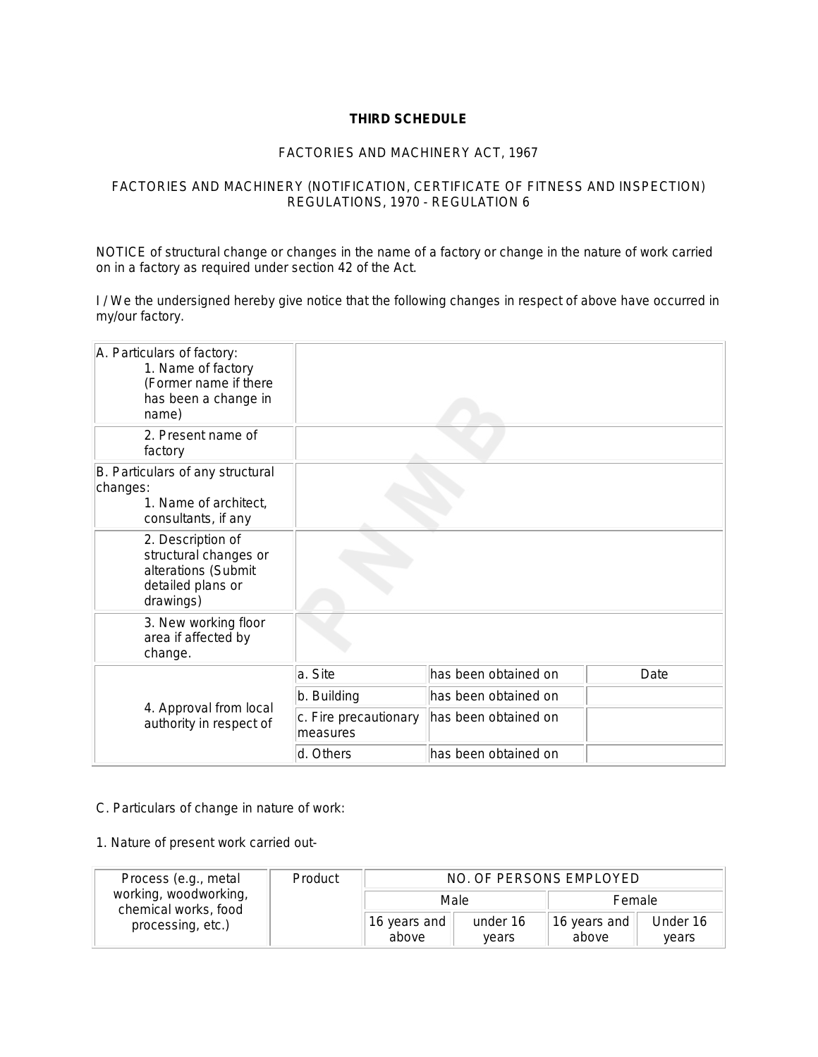**THIRD SCHEDULE**

FACTORIES AND MACHINERY ACT, 1967

FACTORIES AND MACHINERY (NOTIFICATION, CERTIFICATE OF FITNESS AND INSPECTION) REGULATIONS, 1970 - REGULATION 6

NOTICE of structural change or changes in the name of a factory or change in the nature of work carried on in a factory as required under section 42 of the Act.

I / We the undersigned hereby give notice that the following changes in respect of above have occurred in my/our factory.

| | | | |
|---|---|---|---|
| A. Particulars of factory: 1. Name of factory (Former name if there has been a change in name) | | | |
| 2. Present name of factory | | | |
| B. Particulars of any structural changes: 1. Name of architect, consultants, if any | | | |
| 2. Description of structural changes or alterations (Submit detailed plans or drawings) | | | |
| 3. New working floor area if affected by change. | | | |
| 4. Approval from local authority in respect of | a. Site | has been obtained on | Date |
| | b. Building | has been obtained on | |
| | c. Fire precautionary measures | has been obtained on | |
| | d. Others | has been obtained on | |

C. Particulars of change in nature of work:

1. Nature of present work carried out-

| Process (e.g., metal working, woodworking, chemical works, food processing, etc.) | Product | NO. OF PERSONS EMPLOYED | | | |
|---|---|---|---|---|---|
| | | Male | | Female | |
| | | 16 years and above | under 16 years | 16 years and above | Under 16 years |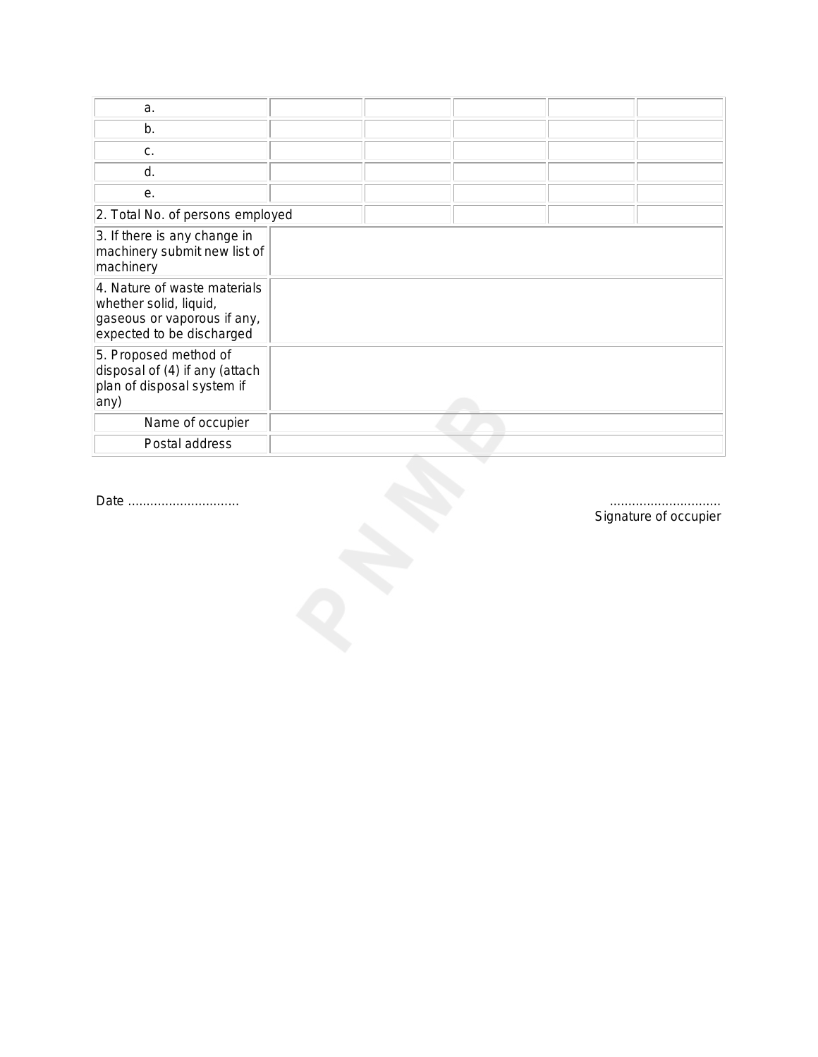| | | | | | |
|---|---|---|---|---|---|
| a. | | | | | |
| b. | | | | | |
| c. | | | | | |
| d. | | | | | |
| e. | | | | | |
| 2. Total No. of persons employed | | | | | |
| 3. If there is any change in machinery submit new list of machinery | | | | | |
| 4. Nature of waste materials whether solid, liquid, gaseous or vaporous if any, expected to be discharged | | | | | |
| 5. Proposed method of disposal of (4) if any (attach plan of disposal system if any) | | | | | |
| Name of occupier | | | | | |
| Postal address | | | | | |

Date ..............................

..............................
Signature of occupier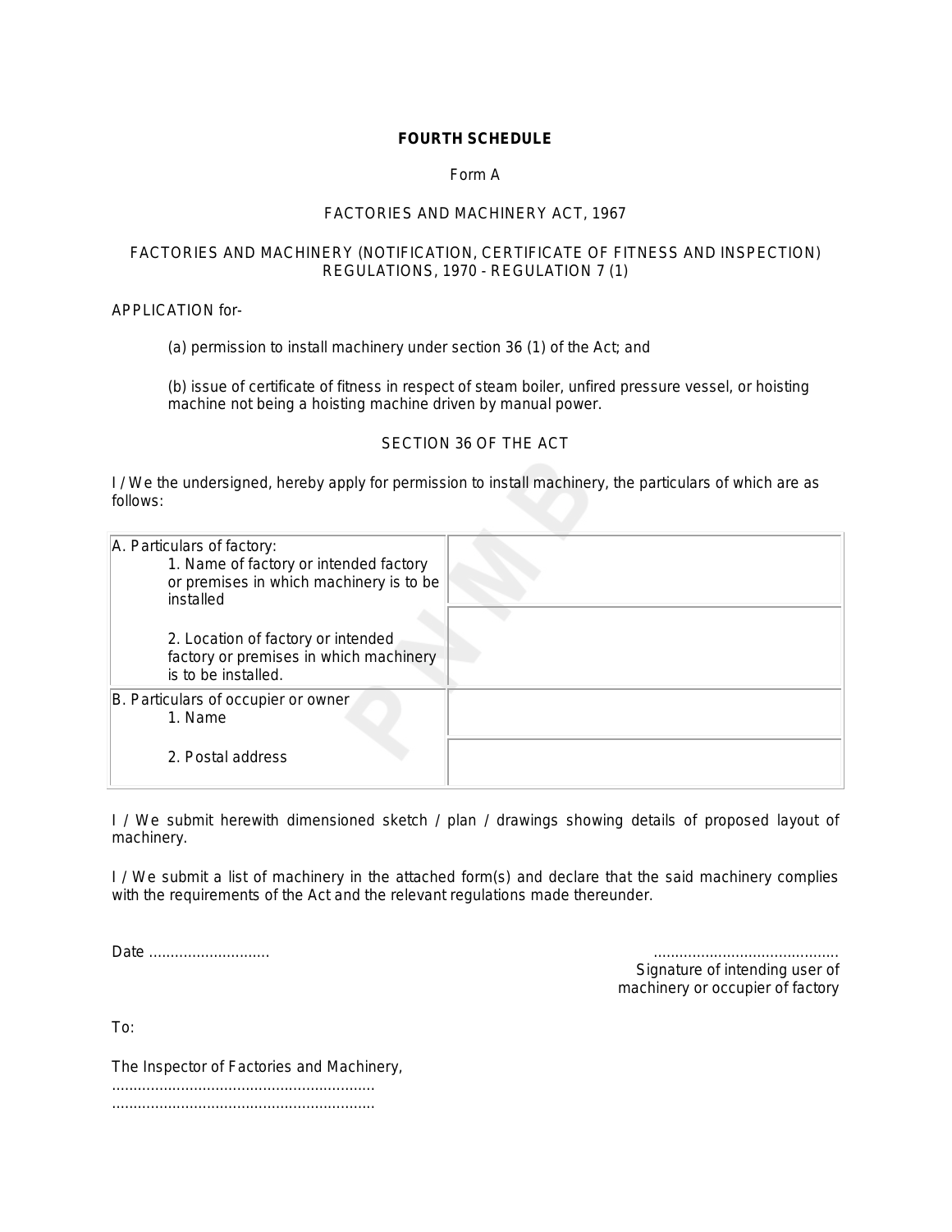**FOURTH SCHEDULE**

Form A

FACTORIES AND MACHINERY ACT, 1967

FACTORIES AND MACHINERY (NOTIFICATION, CERTIFICATE OF FITNESS AND INSPECTION) REGULATIONS, 1970 - REGULATION 7 (1)

APPLICATION for-

(a) permission to install machinery under section 36 (1) of the Act; and

(b) issue of certificate of fitness in respect of steam boiler, unfired pressure vessel, or hoisting machine not being a hoisting machine driven by manual power.

SECTION 36 OF THE ACT

I / We the undersigned, hereby apply for permission to install machinery, the particulars of which are as follows:

| | |
|---|---|
| A. Particulars of factory: 1. Name of factory or intended factory or premises in which machinery is to be installed | |
| 2. Location of factory or intended factory or premises in which machinery is to be installed. | |
| B. Particulars of occupier or owner 1. Name | |
| 2. Postal address | |

I / We submit herewith dimensioned sketch / plan / drawings showing details of proposed layout of machinery.

I / We submit a list of machinery in the attached form(s) and declare that the said machinery complies with the requirements of the Act and the relevant regulations made thereunder.

Date ...........................

...........................................
Signature of intending user of machinery or occupier of factory

To:

The Inspector of Factories and Machinery,
............................................................
............................................................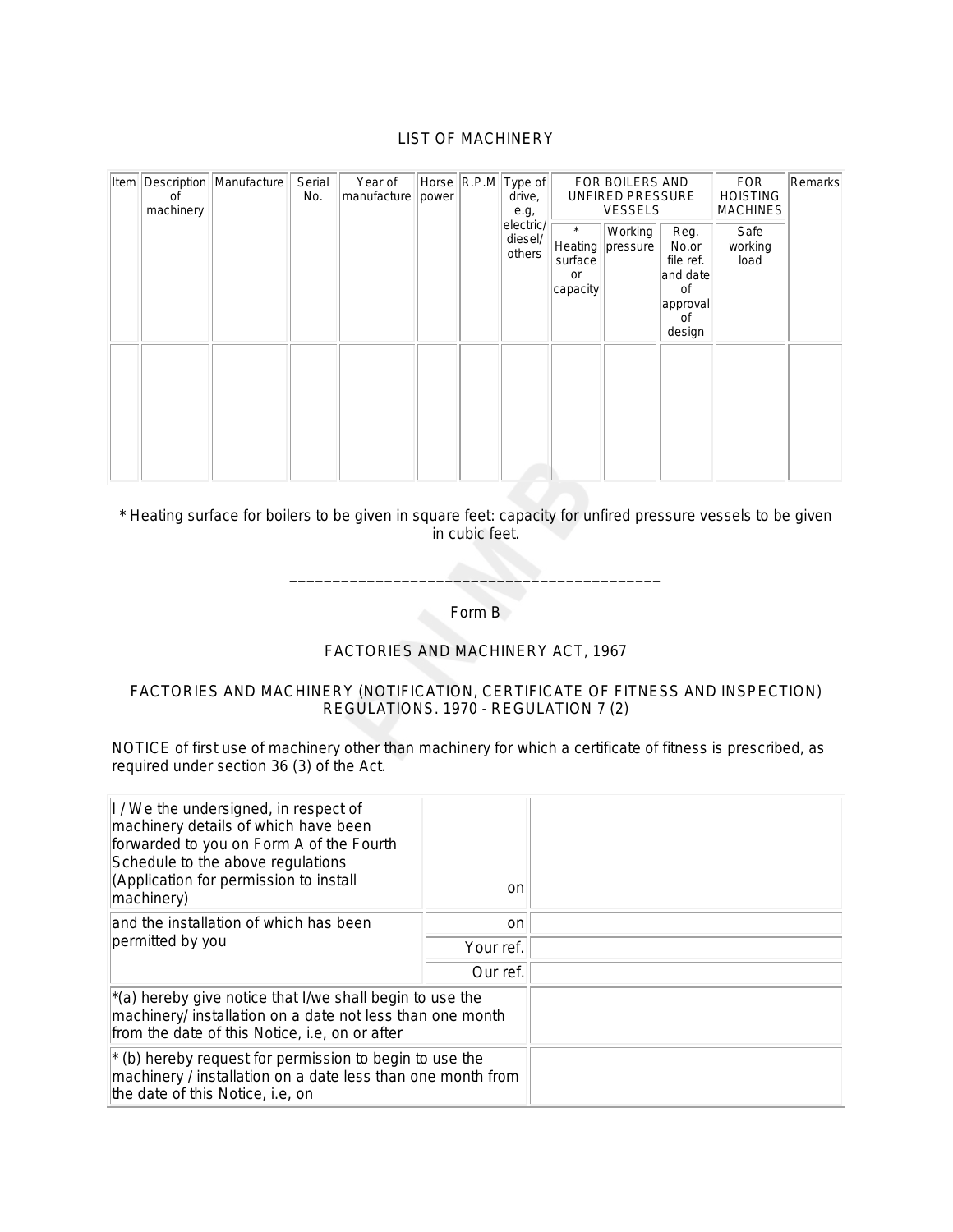LIST OF MACHINERY

| Item | Description of machinery | Manufacture | Serial No. | Year of manufacture | Horse power | R.P.M | Type of drive, e.g, electric/ diesel/ others | FOR BOILERS AND UNFIRED PRESSURE VESSELS | | | FOR HOISTING MACHINES | Remarks |
|---|---|---|---|---|---|---|---|---|---|---|---|---|
| | | | | | | | | * Heating surface or capacity | Working pressure | Reg. No.or file ref. and date of approval of design | Safe working load | |
| | | | | | | | | | | | | |

* Heating surface for boilers to be given in square feet: capacity for unfired pressure vessels to be given in cubic feet.

---

Form B

FACTORIES AND MACHINERY ACT, 1967

FACTORIES AND MACHINERY (NOTIFICATION, CERTIFICATE OF FITNESS AND INSPECTION) REGULATIONS. 1970 - REGULATION 7 (2)

NOTICE of first use of machinery other than machinery for which a certificate of fitness is prescribed, as required under section 36 (3) of the Act.

| | | |
|---|---|---|
| I / We the undersigned, in respect of machinery details of which have been forwarded to you on Form A of the Fourth Schedule to the above regulations (Application for permission to install machinery) | on | |
| and the installation of which has been permitted by you | on | |
| | Your ref. | |
| | Our ref. | |
| *(a) hereby give notice that I/we shall begin to use the machinery/ installation on a date not less than one month from the date of this Notice, i.e, on or after | | |
| * (b) hereby request for permission to begin to use the machinery / installation on a date less than one month from the date of this Notice, i.e, on | | |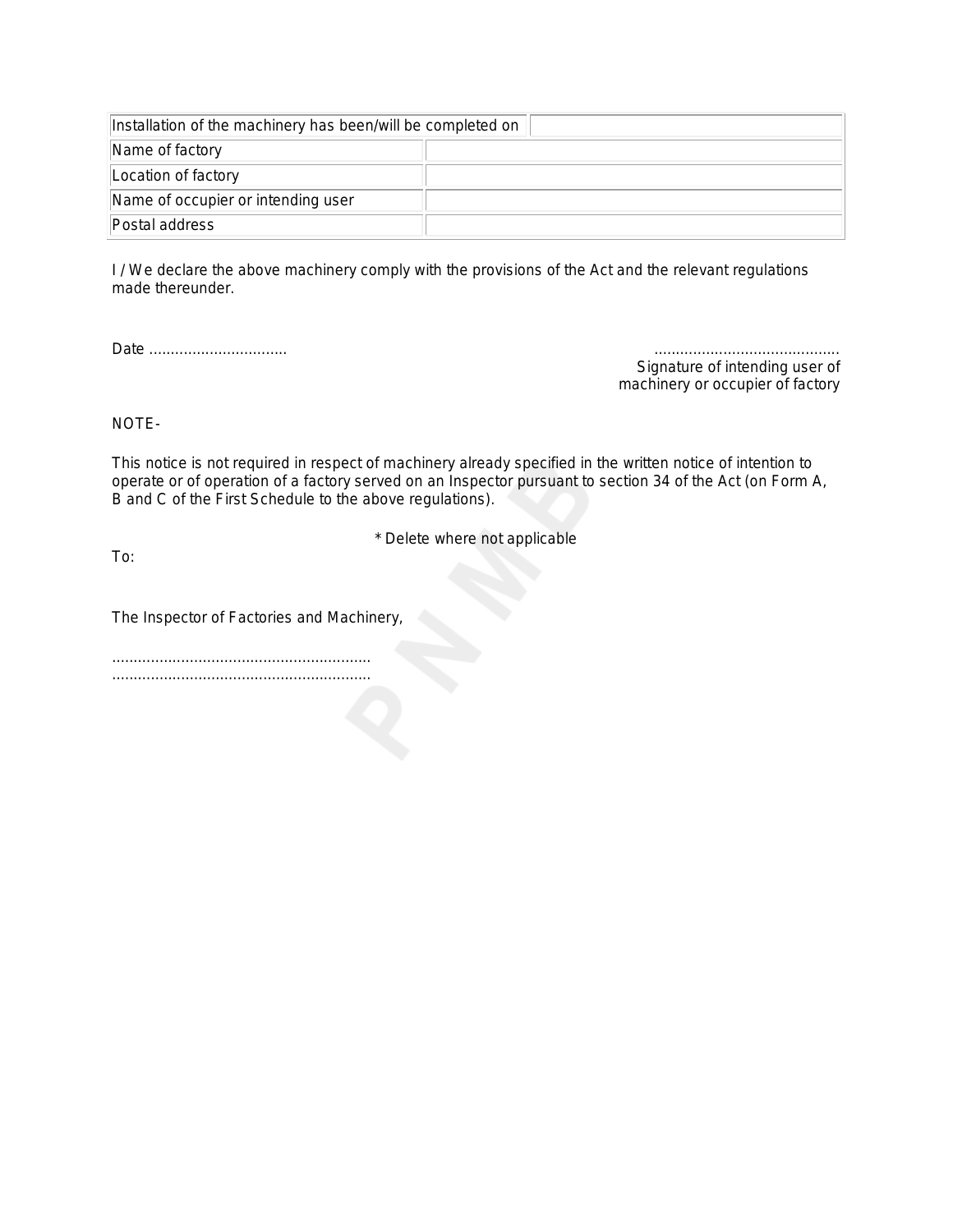| Installation of the machinery has been/will be completed on | |
| --- | --- |
| Name of factory | |
| Location of factory | |
| Name of occupier or intending user | |
| Postal address | |

I / We declare the above machinery comply with the provisions of the Act and the relevant regulations made thereunder.

Date ................................

...........................................
Signature of intending user of
machinery or occupier of factory

NOTE-

This notice is not required in respect of machinery already specified in the written notice of intention to operate or of operation of a factory served on an Inspector pursuant to section 34 of the Act (on Form A, B and C of the First Schedule to the above regulations).

\* Delete where not applicable

To:

The Inspector of Factories and Machinery,

............................................................
............................................................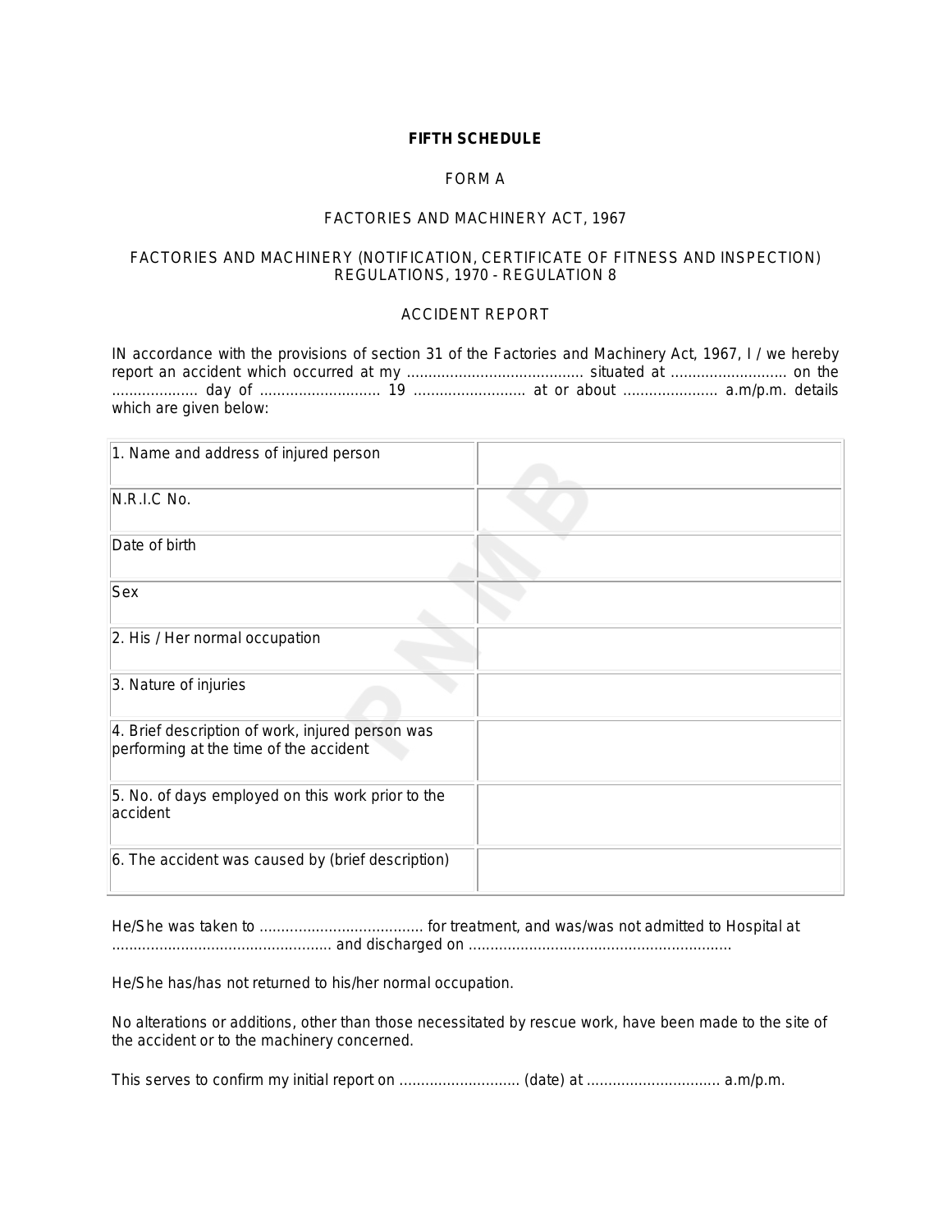**FIFTH SCHEDULE**

FORM A

FACTORIES AND MACHINERY ACT, 1967

FACTORIES AND MACHINERY (NOTIFICATION, CERTIFICATE OF FITNESS AND INSPECTION) REGULATIONS, 1970 - REGULATION 8

ACCIDENT REPORT

IN accordance with the provisions of section 31 of the Factories and Machinery Act, 1967, I / we hereby report an accident which occurred at my ......................................... situated at ........................... on the .................... day of ............................ 19 .......................... at or about ...................... a.m/p.m. details which are given below:

| | |
|---|---|
| 1. Name and address of injured person | |
| N.R.I.C No. | |
| Date of birth | |
| Sex | |
| 2. His / Her normal occupation | |
| 3. Nature of injuries | |
| 4. Brief description of work, injured person was performing at the time of the accident | |
| 5. No. of days employed on this work prior to the accident | |
| 6. The accident was caused by (brief description) | |

He/She was taken to ...................................... for treatment, and was/was not admitted to Hospital at .................................................. and discharged on ............................................................

He/She has/has not returned to his/her normal occupation.

No alterations or additions, other than those necessitated by rescue work, have been made to the site of the accident or to the machinery concerned.

This serves to confirm my initial report on ............................ (date) at .............................. a.m/p.m.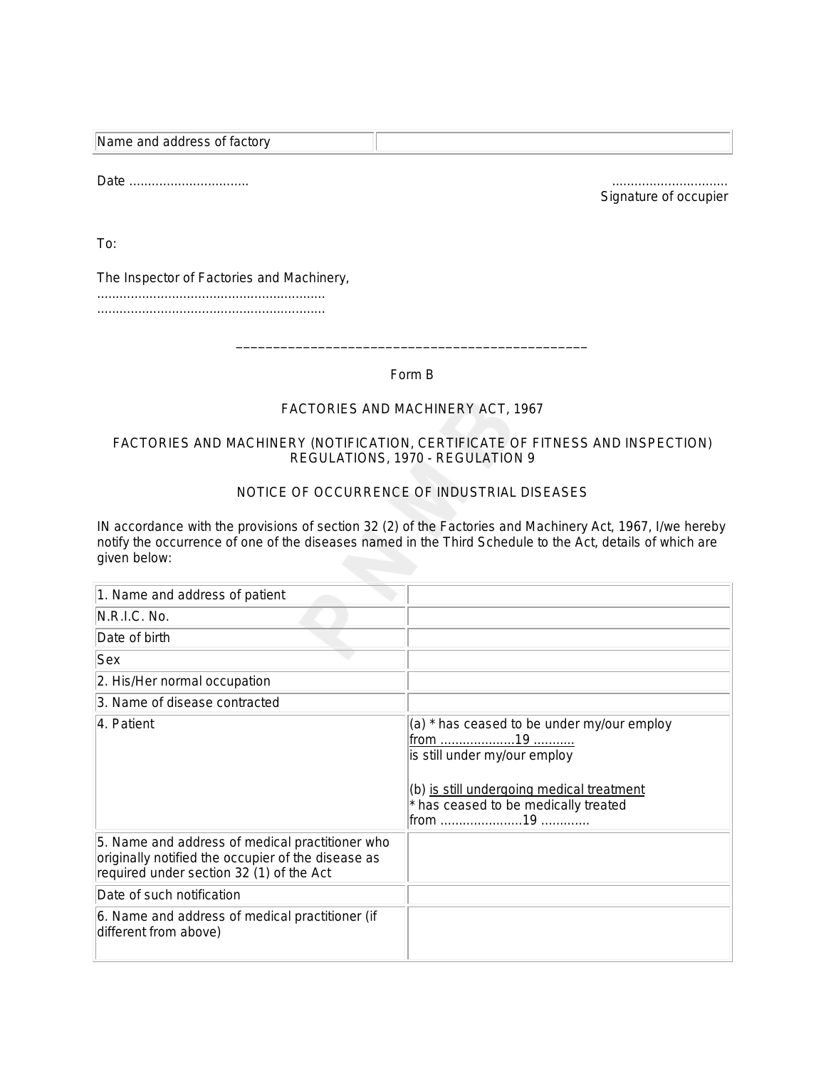| Name and address of factory | |
|---|---|

Date ................................ ...............................
Signature of occupier

To:

The Inspector of Factories and Machinery,
............................................................
............................................................

_______________________________________________

Form B

FACTORIES AND MACHINERY ACT, 1967

FACTORIES AND MACHINERY (NOTIFICATION, CERTIFICATE OF FITNESS AND INSPECTION) REGULATIONS, 1970 - REGULATION 9

NOTICE OF OCCURRENCE OF INDUSTRIAL DISEASES

IN accordance with the provisions of section 32 (2) of the Factories and Machinery Act, 1967, I/we hereby notify the occurrence of one of the diseases named in the Third Schedule to the Act, details of which are given below:

| | |
|---|---|
| 1. Name and address of patient | |
| N.R.I.C. No. | |
| Date of birth | |
| Sex | |
| 2. His/Her normal occupation | |
| 3. Name of disease contracted | |
| 4. Patient | (a) * has ceased to be under my/our employ from ....................19 ........... is still under my/our employ<br><br>(b) is still undergoing medical treatment * has ceased to be medically treated from ......................19 ............. |
| 5. Name and address of medical practitioner who originally notified the occupier of the disease as required under section 32 (1) of the Act | |
| Date of such notification | |
| 6. Name and address of medical practitioner (if different from above) | |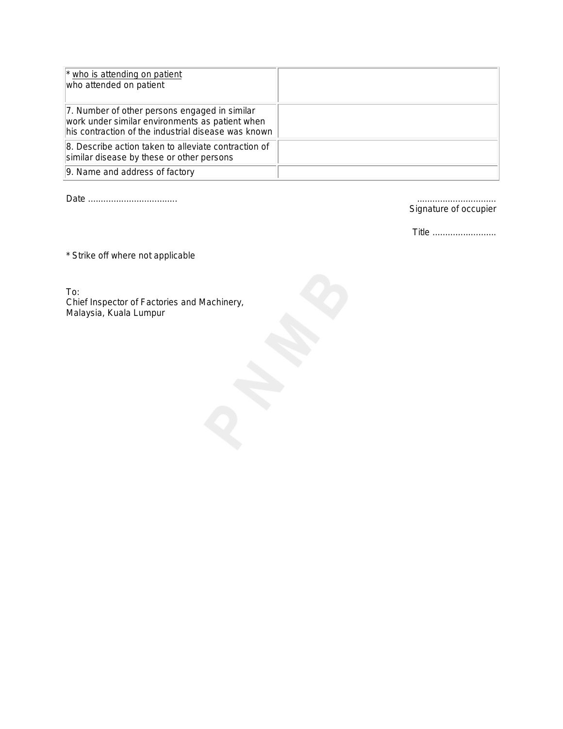| | |
|---|---|
| * who is attending on patient<br>who attended on patient | |
| 7. Number of other persons engaged in similar work under similar environments as patient when his contraction of the industrial disease was known | |
| 8. Describe action taken to alleviate contraction of similar disease by these or other persons | |
| 9. Name and address of factory | |

Date ..................................

...............................
Signature of occupier

Title .........................

* Strike off where not applicable

To:
Chief Inspector of Factories and Machinery,
Malaysia, Kuala Lumpur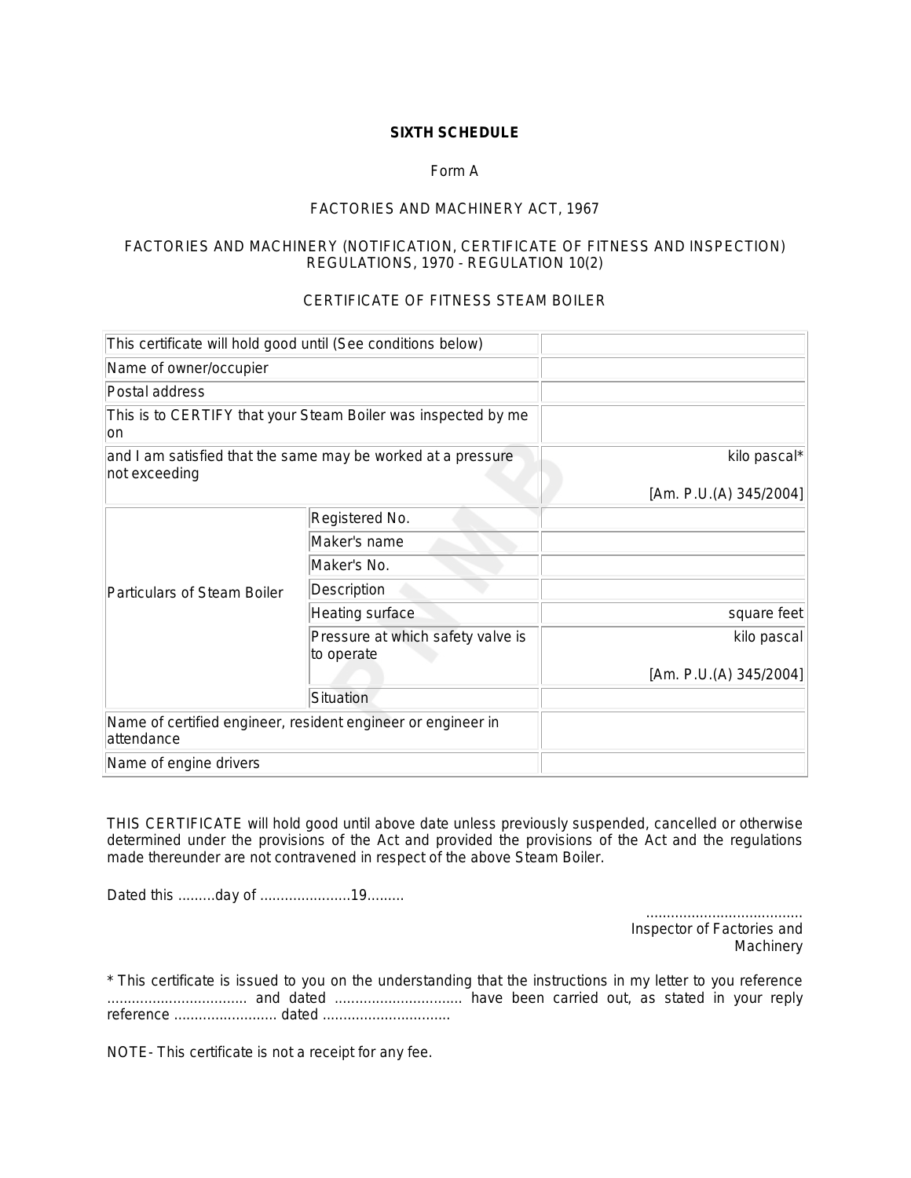**SIXTH SCHEDULE**

Form A

FACTORIES AND MACHINERY ACT, 1967

FACTORIES AND MACHINERY (NOTIFICATION, CERTIFICATE OF FITNESS AND INSPECTION) REGULATIONS, 1970 - REGULATION 10(2)

CERTIFICATE OF FITNESS STEAM BOILER

| | | |
|---|---|---|
| This certificate will hold good until (See conditions below) | | |
| Name of owner/occupier | | |
| Postal address | | |
| This is to CERTIFY that your Steam Boiler was inspected by me on | | |
| and I am satisfied that the same may be worked at a pressure not exceeding | | kilo pascal* [Am. P.U.(A) 345/2004] |
| Particulars of Steam Boiler | Registered No. | |
| | Maker's name | |
| | Maker's No. | |
| | Description | |
| | Heating surface | square feet |
| | Pressure at which safety valve is to operate | kilo pascal [Am. P.U.(A) 345/2004] |
| | Situation | |
| Name of certified engineer, resident engineer or engineer in attendance | | |
| Name of engine drivers | | |

THIS CERTIFICATE will hold good until above date unless previously suspended, cancelled or otherwise determined under the provisions of the Act and provided the provisions of the Act and the regulations made thereunder are not contravened in respect of the above Steam Boiler.

Dated this .........day of ......................19.........

......................................
Inspector of Factories and Machinery

* This certificate is issued to you on the understanding that the instructions in my letter to you reference .................................. and dated ............................... have been carried out, as stated in your reply reference ......................... dated ...............................

NOTE- This certificate is not a receipt for any fee.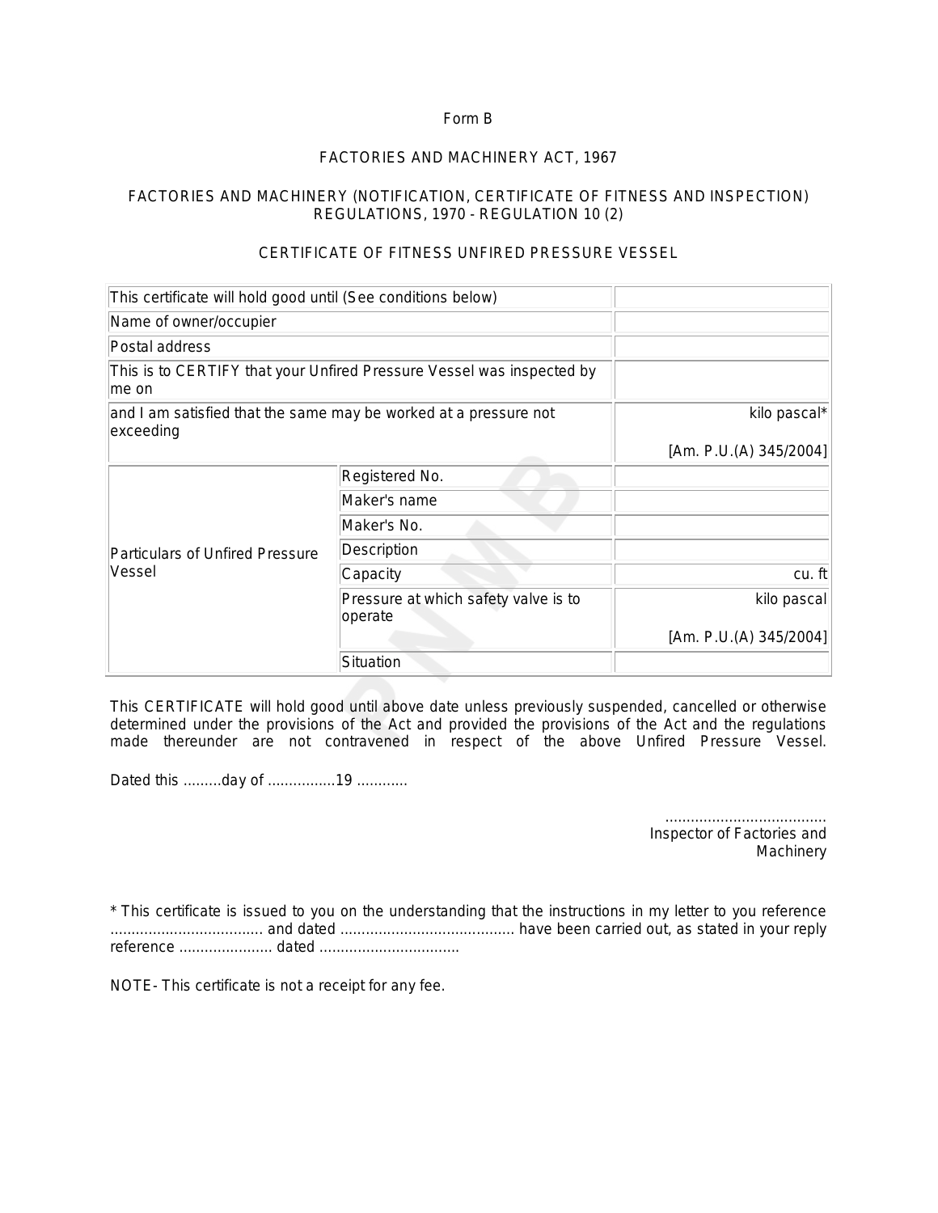Form B

FACTORIES AND MACHINERY ACT, 1967

FACTORIES AND MACHINERY (NOTIFICATION, CERTIFICATE OF FITNESS AND INSPECTION) REGULATIONS, 1970 - REGULATION 10 (2)

CERTIFICATE OF FITNESS UNFIRED PRESSURE VESSEL

| This certificate will hold good until (See conditions below) | | |
|---|---|---|
| Name of owner/occupier | | |
| Postal address | | |
| This is to CERTIFY that your Unfired Pressure Vessel was inspected by me on | | |
| and I am satisfied that the same may be worked at a pressure not exceeding | | kilo pascal* [Am. P.U.(A) 345/2004] |
| Particulars of Unfired Pressure Vessel | Registered No. | |
| | Maker's name | |
| | Maker's No. | |
| | Description | |
| | Capacity | cu. ft |
| | Pressure at which safety valve is to operate | kilo pascal [Am. P.U.(A) 345/2004] |
| | Situation | |

This CERTIFICATE will hold good until above date unless previously suspended, cancelled or otherwise determined under the provisions of the Act and provided the provisions of the Act and the regulations made thereunder are not contravened in respect of the above Unfired Pressure Vessel.

Dated this .........day of ................19 ............

.....................................
Inspector of Factories and Machinery

* This certificate is issued to you on the understanding that the instructions in my letter to you reference .................................... and dated ......................................... have been carried out, as stated in your reply reference ...................... dated .................................

NOTE- This certificate is not a receipt for any fee.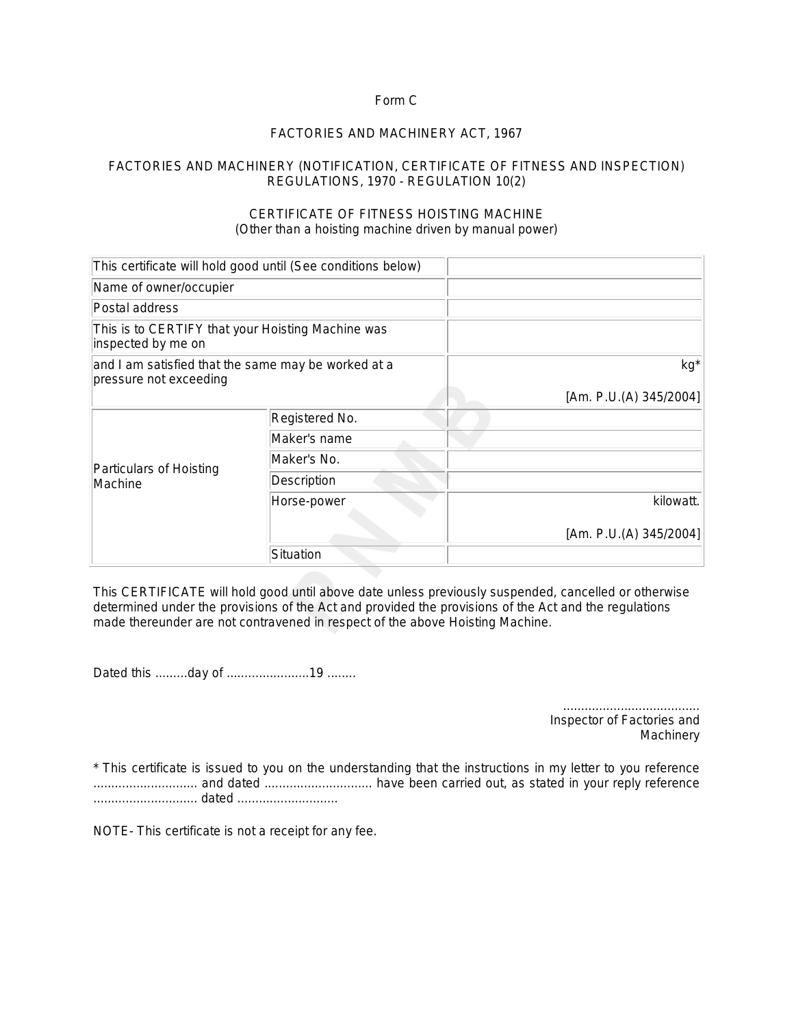Form C

FACTORIES AND MACHINERY ACT, 1967

FACTORIES AND MACHINERY (NOTIFICATION, CERTIFICATE OF FITNESS AND INSPECTION) REGULATIONS, 1970 - REGULATION 10(2)

CERTIFICATE OF FITNESS HOISTING MACHINE
(Other than a hoisting machine driven by manual power)

| | | |
|---|---|---|
| This certificate will hold good until (See conditions below) | | |
| Name of owner/occupier | | |
| Postal address | | |
| This is to CERTIFY that your Hoisting Machine was inspected by me on | | |
| and I am satisfied that the same may be worked at a pressure not exceeding | | kg* [Am. P.U.(A) 345/2004] |
| Particulars of Hoisting Machine | Registered No. | |
| | Maker's name | |
| | Maker's No. | |
| | Description | |
| | Horse-power | kilowatt. [Am. P.U.(A) 345/2004] |
| | Situation | |

This CERTIFICATE will hold good until above date unless previously suspended, cancelled or otherwise determined under the provisions of the Act and provided the provisions of the Act and the regulations made thereunder are not contravened in respect of the above Hoisting Machine.

Dated this .........day of .......................19 ........

......................................
Inspector of Factories and Machinery

* This certificate is issued to you on the understanding that the instructions in my letter to you reference ............................. and dated .............................. have been carried out, as stated in your reply reference ............................. dated ............................

NOTE- This certificate is not a receipt for any fee.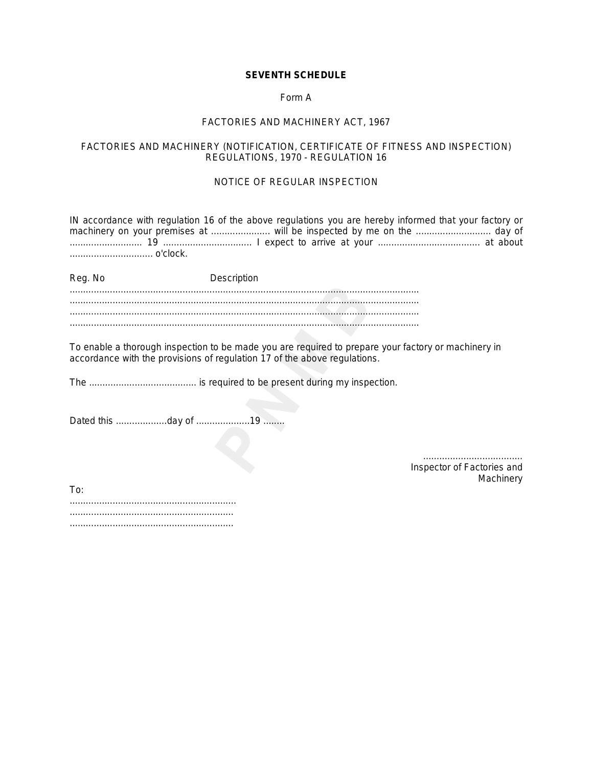**SEVENTH SCHEDULE**

Form A

FACTORIES AND MACHINERY ACT, 1967

FACTORIES AND MACHINERY (NOTIFICATION, CERTIFICATE OF FITNESS AND INSPECTION) REGULATIONS, 1970 - REGULATION 16

NOTICE OF REGULAR INSPECTION

IN accordance with regulation 16 of the above regulations you are hereby informed that your factory or machinery on your premises at ...................... will be inspected by me on the ............................ day of ........................... 19 ................................ I expect to arrive at your ...................................... at about ............................... o'clock.

Reg. No Description

..................................................................................................................................

..................................................................................................................................

..................................................................................................................................

..................................................................................................................................

To enable a thorough inspection to be made you are required to prepare your factory or machinery in accordance with the provisions of regulation 17 of the above regulations.

The ........................................ is required to be present during my inspection.

Dated this ...................day of ....................19 ........

.....................................
Inspector of Factories and Machinery

To:

.............................................................

............................................................

............................................................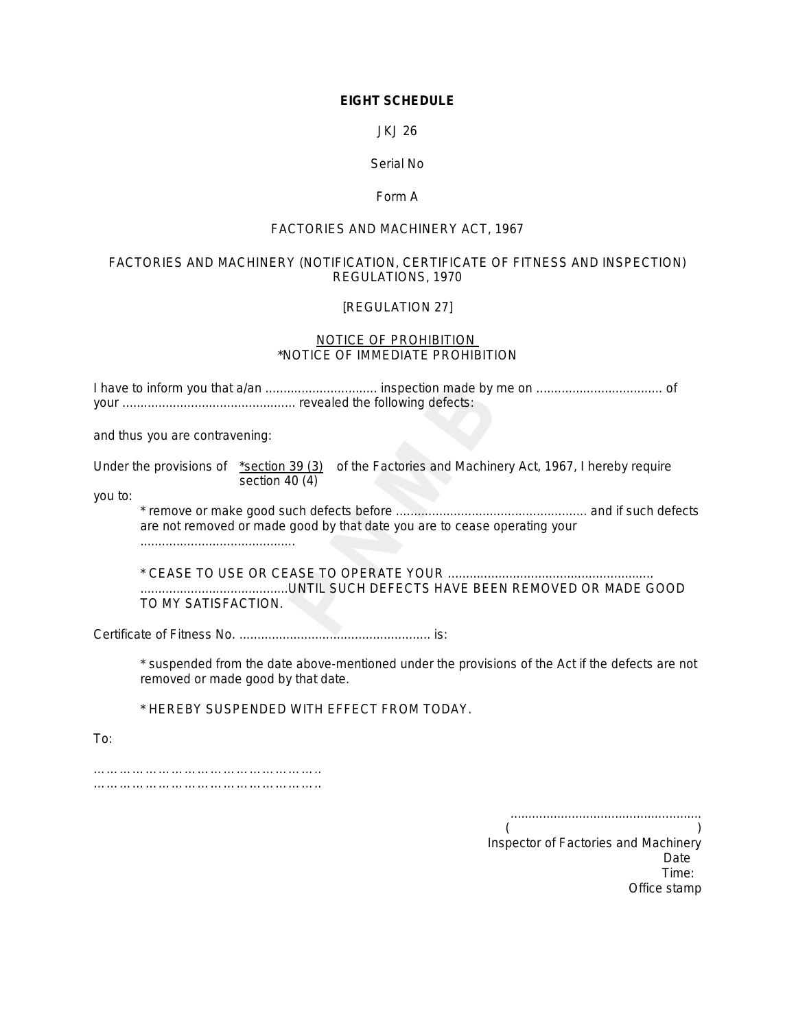**EIGHT SCHEDULE**

JKJ 26

Serial No

Form A

FACTORIES AND MACHINERY ACT, 1967

FACTORIES AND MACHINERY (NOTIFICATION, CERTIFICATE OF FITNESS AND INSPECTION) REGULATIONS, 1970

[REGULATION 27]

NOTICE OF PROHIBITION
*NOTICE OF IMMEDIATE PROHIBITION

I have to inform you that a/an ............................... inspection made by me on .................................. of your ............................................... revealed the following defects:

and thus you are contravening:

Under the provisions of *section 39 (3) / section 40 (4) of the Factories and Machinery Act, 1967, I hereby require you to:

* remove or make good such defects before .................................................... and if such defects are not removed or made good by that date you are to cease operating your ...........................................

* CEASE TO USE OR CEASE TO OPERATE YOUR ........................................................ .........................................UNTIL SUCH DEFECTS HAVE BEEN REMOVED OR MADE GOOD TO MY SATISFACTION.

Certificate of Fitness No. ..................................................... is:

* suspended from the date above-mentioned under the provisions of the Act if the defects are not removed or made good by that date.

* HEREBY SUSPENDED WITH EFFECT FROM TODAY.

To:

………………………………………………
………………………………………………

.....................................................
( )
Inspector of Factories and Machinery
Date
Time:
Office stamp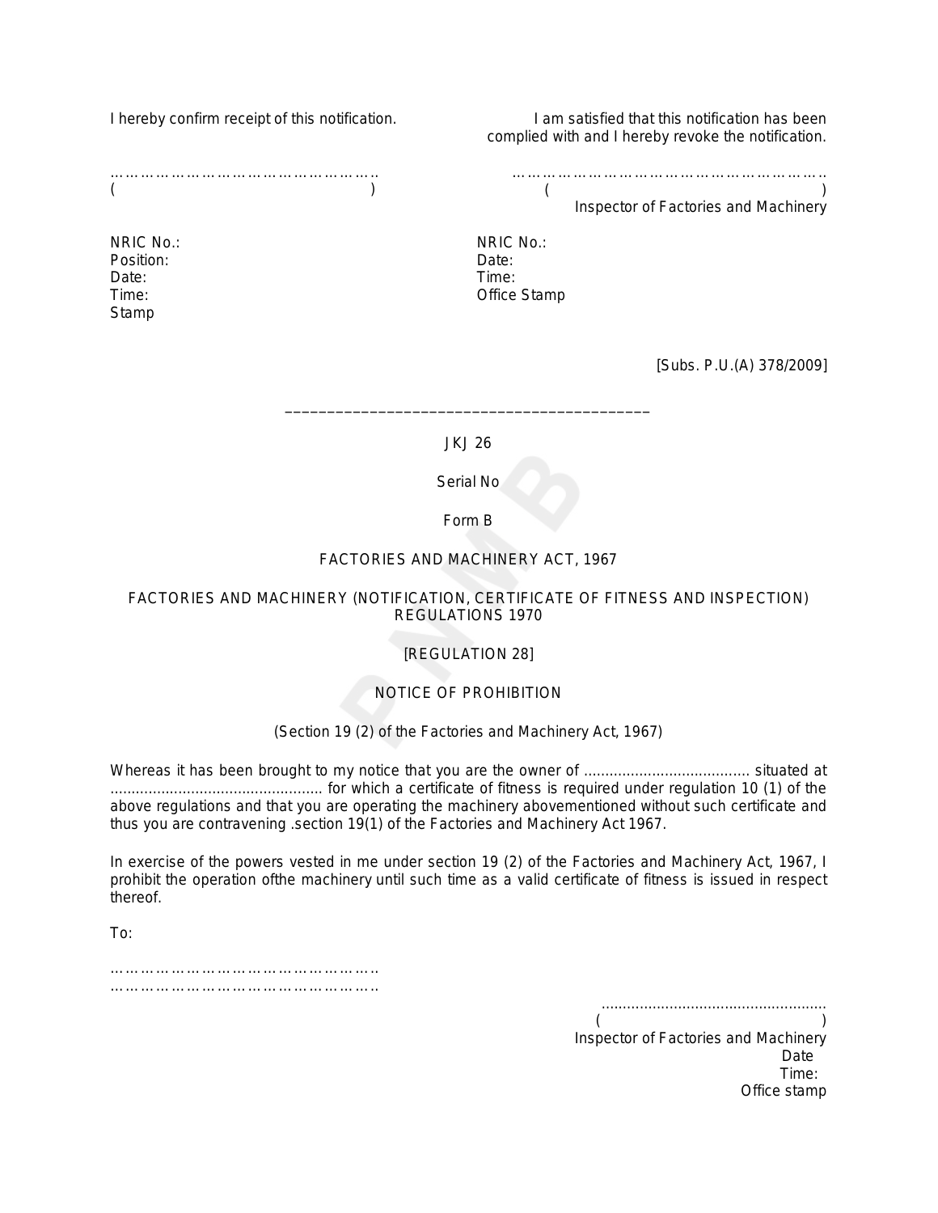I hereby confirm receipt of this notification.

……………………………………………..
(                                                        )

NRIC No.:
Position:
Date:
Time:
Stamp

I am satisfied that this notification has been complied with and I hereby revoke the notification.

……………………………………………………..
(                                                        )
Inspector of Factories and Machinery

NRIC No.:
Date:
Time:
Office Stamp

[Subs. P.U.(A) 378/2009]

---

JKJ 26

Serial No

Form B

FACTORIES AND MACHINERY ACT, 1967

FACTORIES AND MACHINERY (NOTIFICATION, CERTIFICATE OF FITNESS AND INSPECTION) REGULATIONS 1970

[REGULATION 28]

NOTICE OF PROHIBITION

(Section 19 (2) of the Factories and Machinery Act, 1967)

Whereas it has been brought to my notice that you are the owner of ....................................... situated at .................................................. for which a certificate of fitness is required under regulation 10 (1) of the above regulations and that you are operating the machinery abovementioned without such certificate and thus you are contravening .section 19(1) of the Factories and Machinery Act 1967.

In exercise of the powers vested in me under section 19 (2) of the Factories and Machinery Act, 1967, I prohibit the operation ofthe machinery until such time as a valid certificate of fitness is issued in respect thereof.

To:

……………………………………………..
……………………………………………..

.....................................................
(                                                        )
Inspector of Factories and Machinery
Date
Time:
Office stamp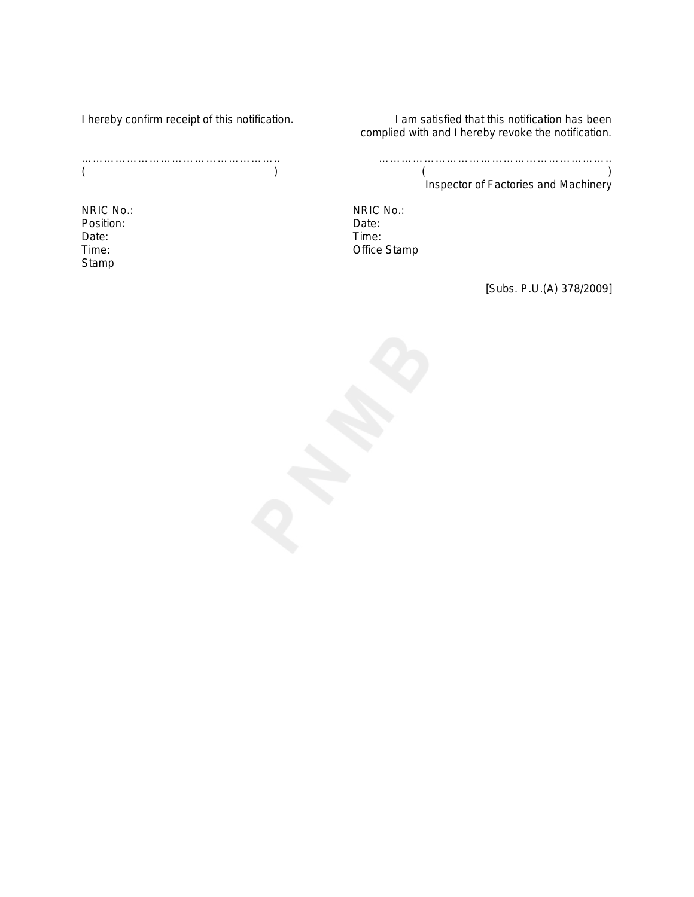I hereby confirm receipt of this notification.

………………………………………………

( )

NRIC No.:
Position:
Date:
Time:
Stamp

I am satisfied that this notification has been complied with and I hereby revoke the notification.

…………………………………………………………

( )
Inspector of Factories and Machinery

NRIC No.:
Date:
Time:
Office Stamp

[Subs. P.U.(A) 378/2009]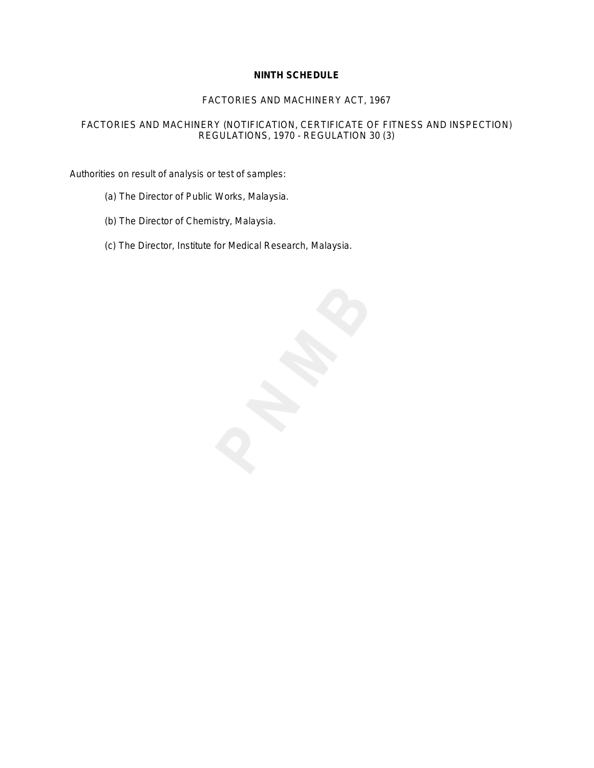## NINTH SCHEDULE

FACTORIES AND MACHINERY ACT, 1967

FACTORIES AND MACHINERY (NOTIFICATION, CERTIFICATE OF FITNESS AND INSPECTION) REGULATIONS, 1970 - REGULATION 30 (3)

Authorities on result of analysis or test of samples:

(a) The Director of Public Works, Malaysia.

(b) The Director of Chemistry, Malaysia.

(c) The Director, Institute for Medical Research, Malaysia.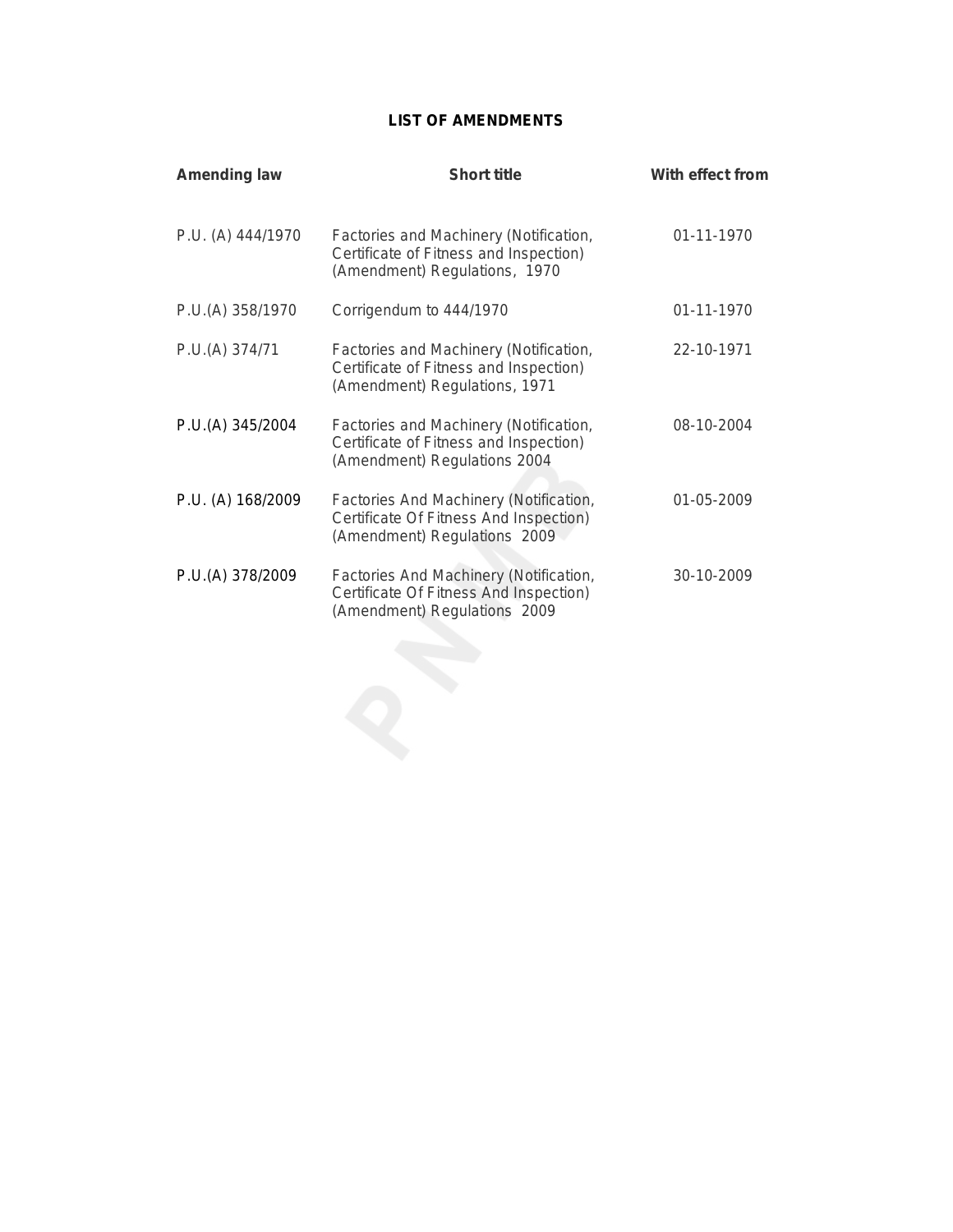## LIST OF AMENDMENTS

| Amending law | Short title | With effect from |
|---|---|---|
| P.U. (A) 444/1970 | Factories and Machinery (Notification, Certificate of Fitness and Inspection) (Amendment) Regulations, 1970 | 01-11-1970 |
| P.U.(A) 358/1970 | Corrigendum to 444/1970 | 01-11-1970 |
| P.U.(A) 374/71 | Factories and Machinery (Notification, Certificate of Fitness and Inspection) (Amendment) Regulations, 1971 | 22-10-1971 |
| P.U.(A) 345/2004 | Factories and Machinery (Notification, Certificate of Fitness and Inspection) (Amendment) Regulations 2004 | 08-10-2004 |
| P.U. (A) 168/2009 | Factories And Machinery (Notification, Certificate Of Fitness And Inspection) (Amendment) Regulations 2009 | 01-05-2009 |
| P.U.(A) 378/2009 | Factories And Machinery (Notification, Certificate Of Fitness And Inspection) (Amendment) Regulations 2009 | 30-10-2009 |